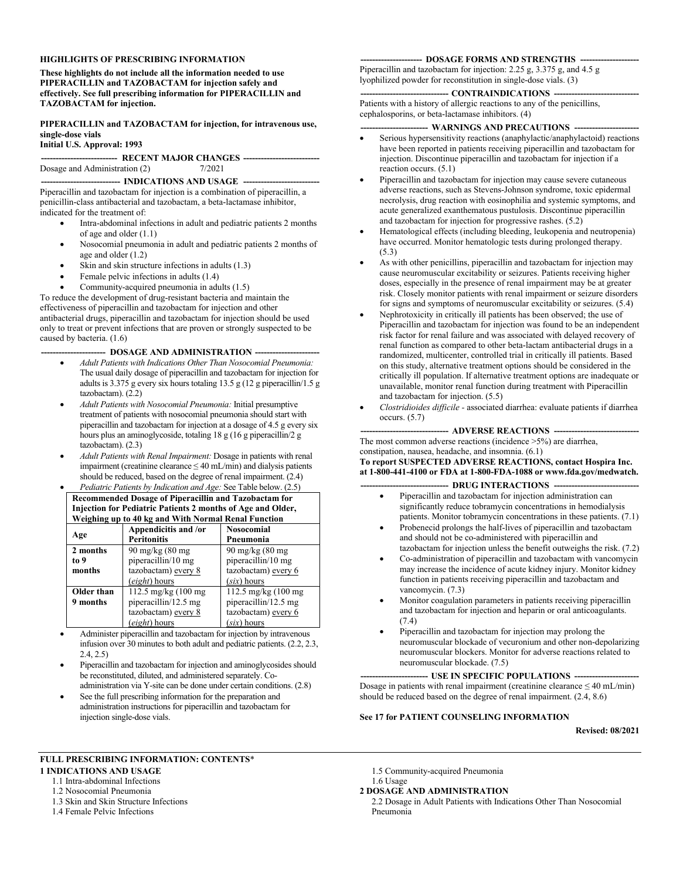# HIGHLIGHTS OF PRESCRIBING INFORMATION

**These highlights do not include all the information needed to use PIPERACILLIN and TAZOBACTAM for injection safely and effectively. See full prescribing information for PIPERACILLIN and TAZOBACTAM for injection.**

**PIPERACILLIN and TAZOBACTAM for injection, for intravenous use, single-dose vials**
**Initial U.S. Approval: 1993**

## RECENT MAJOR CHANGES

Dosage and Administration (2) 7/2021

## INDICATIONS AND USAGE

Piperacillin and tazobactam for injection is a combination of piperacillin, a penicillin-class antibacterial and tazobactam, a beta-lactamase inhibitor, indicated for the treatment of:

- Intra-abdominal infections in adult and pediatric patients 2 months of age and older (1.1)
- Nosocomial pneumonia in adult and pediatric patients 2 months of age and older (1.2)
- Skin and skin structure infections in adults (1.3)
- Female pelvic infections in adults (1.4)
- Community-acquired pneumonia in adults (1.5)

To reduce the development of drug-resistant bacteria and maintain the effectiveness of piperacillin and tazobactam for injection and other antibacterial drugs, piperacillin and tazobactam for injection should be used only to treat or prevent infections that are proven or strongly suspected to be caused by bacteria. (1.6)

## DOSAGE AND ADMINISTRATION

- *Adult Patients with Indications Other Than Nosocomial Pneumonia:* The usual daily dosage of piperacillin and tazobactam for injection for adults is 3.375 g every six hours totaling 13.5 g (12 g piperacillin/1.5 g tazobactam). (2.2)
- *Adult Patients with Nosocomial Pneumonia:* Initial presumptive treatment of patients with nosocomial pneumonia should start with piperacillin and tazobactam for injection at a dosage of 4.5 g every six hours plus an aminoglycoside, totaling 18 g (16 g piperacillin/2 g tazobactam). (2.3)
- *Adult Patients with Renal Impairment:* Dosage in patients with renal impairment (creatinine clearance ≤ 40 mL/min) and dialysis patients should be reduced, based on the degree of renal impairment. (2.4)
- *Pediatric Patients by Indication and Age:* See Table below. (2.5)

**Recommended Dosage of Piperacillin and Tazobactam for Injection for Pediatric Patients 2 months of Age and Older, Weighing up to 40 kg and With Normal Renal Function**

| Age | Appendicitis and /or Peritonitis | Nosocomial Pneumonia |
|---|---|---|
| **2 months to 9 months** | 90 mg/kg (80 mg piperacillin/10 mg tazobactam) every 8 (*eight*) hours | 90 mg/kg (80 mg piperacillin/10 mg tazobactam) every 6 (*six*) hours |
| **Older than 9 months** | 112.5 mg/kg (100 mg piperacillin/12.5 mg tazobactam) every 8 (*eight*) hours | 112.5 mg/kg (100 mg piperacillin/12.5 mg tazobactam) every 6 (*six*) hours |

- Administer piperacillin and tazobactam for injection by intravenous infusion over 30 minutes to both adult and pediatric patients. (2.2, 2.3, 2.4, 2.5)
- Piperacillin and tazobactam for injection and aminoglycosides should be reconstituted, diluted, and administered separately. Co-administration via Y-site can be done under certain conditions. (2.8)
- See the full prescribing information for the preparation and administration instructions for piperacillin and tazobactam for injection single-dose vials.

## DOSAGE FORMS AND STRENGTHS

Piperacillin and tazobactam for injection: 2.25 g, 3.375 g, and 4.5 g lyophilized powder for reconstitution in single-dose vials. (3)

## CONTRAINDICATIONS

Patients with a history of allergic reactions to any of the penicillins, cephalosporins, or beta-lactamase inhibitors. (4)

## WARNINGS AND PRECAUTIONS

- Serious hypersensitivity reactions (anaphylactic/anaphylactoid) reactions have been reported in patients receiving piperacillin and tazobactam for injection. Discontinue piperacillin and tazobactam for injection if a reaction occurs. (5.1)
- Piperacillin and tazobactam for injection may cause severe cutaneous adverse reactions, such as Stevens-Johnson syndrome, toxic epidermal necrolysis, drug reaction with eosinophilia and systemic symptoms, and acute generalized exanthematous pustulosis. Discontinue piperacillin and tazobactam for injection for progressive rashes. (5.2)
- Hematological effects (including bleeding, leukopenia and neutropenia) have occurred. Monitor hematologic tests during prolonged therapy. (5.3)
- As with other penicillins, piperacillin and tazobactam for injection may cause neuromuscular excitability or seizures. Patients receiving higher doses, especially in the presence of renal impairment may be at greater risk. Closely monitor patients with renal impairment or seizure disorders for signs and symptoms of neuromuscular excitability or seizures. (5.4)
- Nephrotoxicity in critically ill patients has been observed; the use of Piperacillin and tazobactam for injection was found to be an independent risk factor for renal failure and was associated with delayed recovery of renal function as compared to other beta-lactam antibacterial drugs in a randomized, multicenter, controlled trial in critically ill patients. Based on this study, alternative treatment options should be considered in the critically ill population. If alternative treatment options are inadequate or unavailable, monitor renal function during treatment with Piperacillin and tazobactam for injection. (5.5)
- *Clostridioides difficile* - associated diarrhea: evaluate patients if diarrhea occurs. (5.7)

## ADVERSE REACTIONS

The most common adverse reactions (incidence >5%) are diarrhea, constipation, nausea, headache, and insomnia. (6.1)

**To report SUSPECTED ADVERSE REACTIONS, contact Hospira Inc. at 1-800-441-4100 or FDA at 1-800-FDA-1088 or www.fda.gov/medwatch.**

## DRUG INTERACTIONS

- Piperacillin and tazobactam for injection administration can significantly reduce tobramycin concentrations in hemodialysis patients. Monitor tobramycin concentrations in these patients. (7.1)
- Probenecid prolongs the half-lives of piperacillin and tazobactam and should not be co-administered with piperacillin and tazobactam for injection unless the benefit outweighs the risk. (7.2)
- Co-administration of piperacillin and tazobactam with vancomycin may increase the incidence of acute kidney injury. Monitor kidney function in patients receiving piperacillin and tazobactam and vancomycin. (7.3)
- Monitor coagulation parameters in patients receiving piperacillin and tazobactam for injection and heparin or oral anticoagulants. (7.4)
- Piperacillin and tazobactam for injection may prolong the neuromuscular blockade of vecuronium and other non-depolarizing neuromuscular blockers. Monitor for adverse reactions related to neuromuscular blockade. (7.5)

## USE IN SPECIFIC POPULATIONS

Dosage in patients with renal impairment (creatinine clearance ≤ 40 mL/min) should be reduced based on the degree of renal impairment. (2.4, 8.6)

**See 17 for PATIENT COUNSELING INFORMATION**

**Revised: 08/2021**

## FULL PRESCRIBING INFORMATION: CONTENTS*

**1 INDICATIONS AND USAGE**
- 1.1 Intra-abdominal Infections
- 1.2 Nosocomial Pneumonia
- 1.3 Skin and Skin Structure Infections
- 1.4 Female Pelvic Infections
- 1.5 Community-acquired Pneumonia
- 1.6 Usage

**2 DOSAGE AND ADMINISTRATION**
- 2.2 Dosage in Adult Patients with Indications Other Than Nosocomial Pneumonia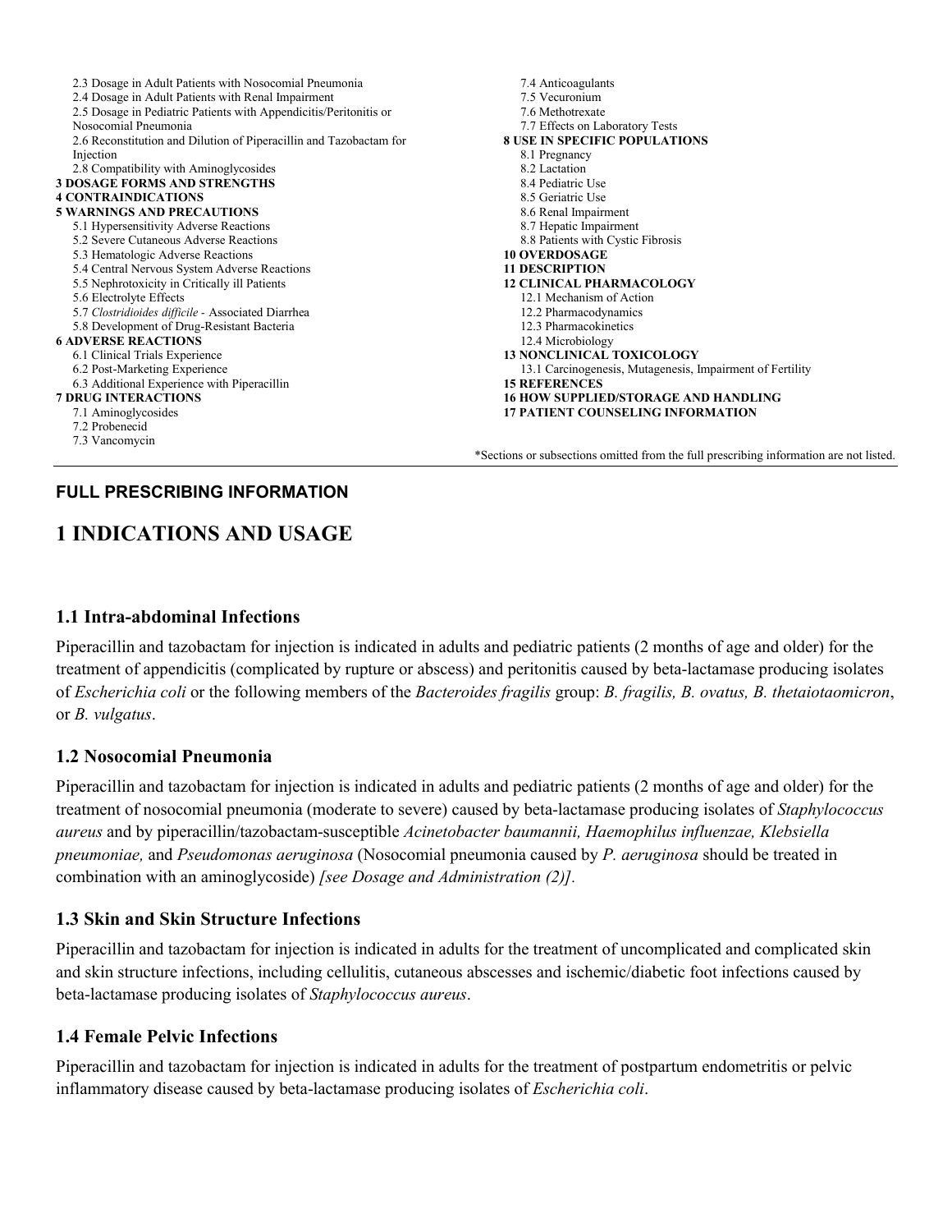2.3 Dosage in Adult Patients with Nosocomial Pneumonia
2.4 Dosage in Adult Patients with Renal Impairment
2.5 Dosage in Pediatric Patients with Appendicitis/Peritonitis or Nosocomial Pneumonia
2.6 Reconstitution and Dilution of Piperacillin and Tazobactam for Injection
2.8 Compatibility with Aminoglycosides

**3 DOSAGE FORMS AND STRENGTHS**

**4 CONTRAINDICATIONS**

**5 WARNINGS AND PRECAUTIONS**

5.1 Hypersensitivity Adverse Reactions
5.2 Severe Cutaneous Adverse Reactions
5.3 Hematologic Adverse Reactions
5.4 Central Nervous System Adverse Reactions
5.5 Nephrotoxicity in Critically ill Patients
5.6 Electrolyte Effects
5.7 *Clostridioides difficile* - Associated Diarrhea
5.8 Development of Drug-Resistant Bacteria

**6 ADVERSE REACTIONS**

6.1 Clinical Trials Experience
6.2 Post-Marketing Experience
6.3 Additional Experience with Piperacillin

**7 DRUG INTERACTIONS**

7.1 Aminoglycosides
7.2 Probenecid
7.3 Vancomycin
7.4 Anticoagulants
7.5 Vecuronium
7.6 Methotrexate
7.7 Effects on Laboratory Tests

**8 USE IN SPECIFIC POPULATIONS**

8.1 Pregnancy
8.2 Lactation
8.4 Pediatric Use
8.5 Geriatric Use
8.6 Renal Impairment
8.7 Hepatic Impairment
8.8 Patients with Cystic Fibrosis

**10 OVERDOSAGE**

**11 DESCRIPTION**

**12 CLINICAL PHARMACOLOGY**

12.1 Mechanism of Action
12.2 Pharmacodynamics
12.3 Pharmacokinetics
12.4 Microbiology

**13 NONCLINICAL TOXICOLOGY**

13.1 Carcinogenesis, Mutagenesis, Impairment of Fertility

**15 REFERENCES**

**16 HOW SUPPLIED/STORAGE AND HANDLING**

**17 PATIENT COUNSELING INFORMATION**

*Sections or subsections omitted from the full prescribing information are not listed.

## FULL PRESCRIBING INFORMATION

# 1 INDICATIONS AND USAGE

### 1.1 Intra-abdominal Infections

Piperacillin and tazobactam for injection is indicated in adults and pediatric patients (2 months of age and older) for the treatment of appendicitis (complicated by rupture or abscess) and peritonitis caused by beta-lactamase producing isolates of *Escherichia coli* or the following members of the *Bacteroides fragilis* group: *B. fragilis, B. ovatus, B. thetaiotaomicron*, or *B. vulgatus*.

### 1.2 Nosocomial Pneumonia

Piperacillin and tazobactam for injection is indicated in adults and pediatric patients (2 months of age and older) for the treatment of nosocomial pneumonia (moderate to severe) caused by beta-lactamase producing isolates of *Staphylococcus aureus* and by piperacillin/tazobactam-susceptible *Acinetobacter baumannii, Haemophilus influenzae, Klebsiella pneumoniae,* and *Pseudomonas aeruginosa* (Nosocomial pneumonia caused by *P. aeruginosa* should be treated in combination with an aminoglycoside) *[see Dosage and Administration (2)]*.

### 1.3 Skin and Skin Structure Infections

Piperacillin and tazobactam for injection is indicated in adults for the treatment of uncomplicated and complicated skin and skin structure infections, including cellulitis, cutaneous abscesses and ischemic/diabetic foot infections caused by beta-lactamase producing isolates of *Staphylococcus aureus*.

### 1.4 Female Pelvic Infections

Piperacillin and tazobactam for injection is indicated in adults for the treatment of postpartum endometritis or pelvic inflammatory disease caused by beta-lactamase producing isolates of *Escherichia coli*.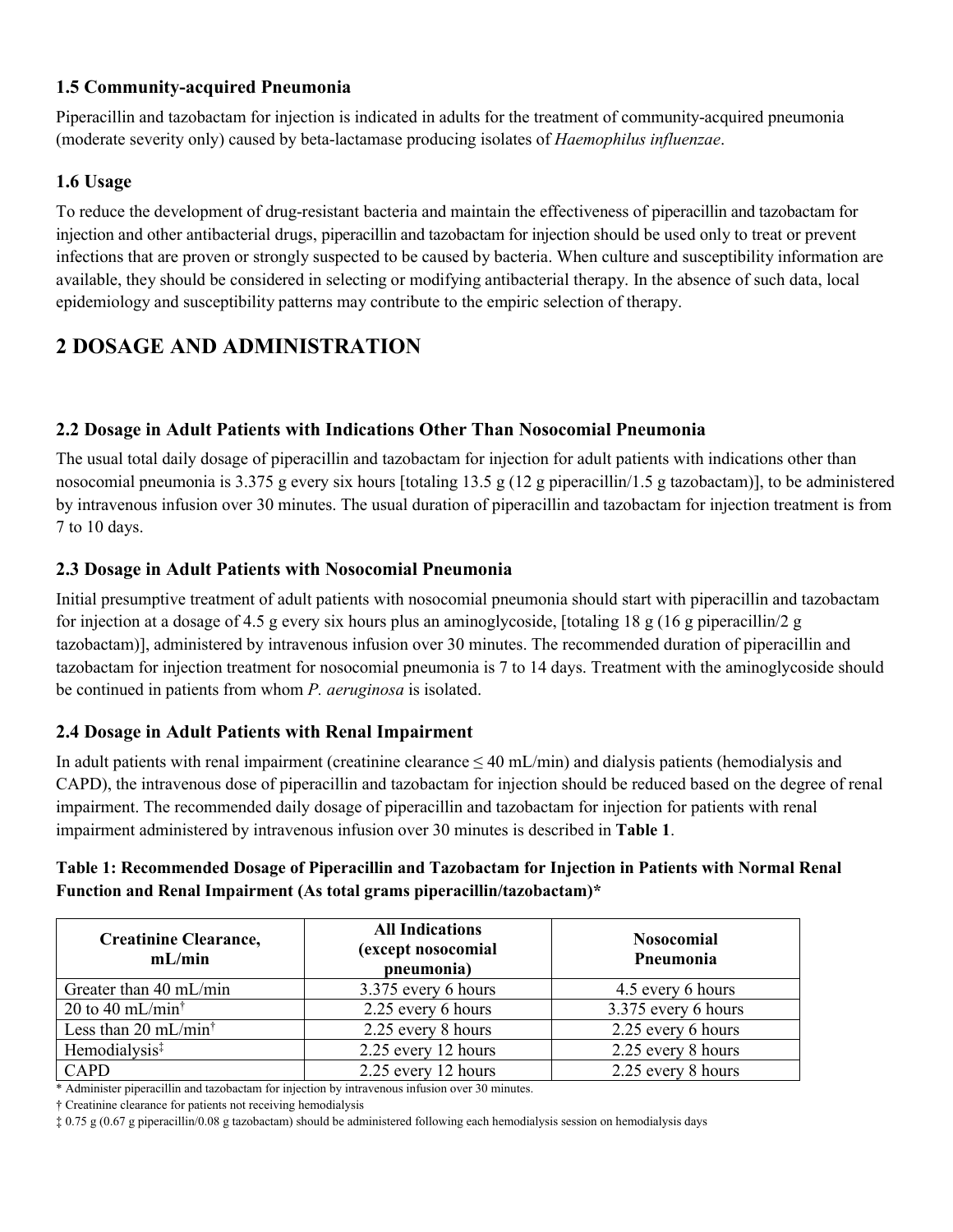### 1.5 Community-acquired Pneumonia

Piperacillin and tazobactam for injection is indicated in adults for the treatment of community-acquired pneumonia (moderate severity only) caused by beta-lactamase producing isolates of *Haemophilus influenzae*.

### 1.6 Usage

To reduce the development of drug-resistant bacteria and maintain the effectiveness of piperacillin and tazobactam for injection and other antibacterial drugs, piperacillin and tazobactam for injection should be used only to treat or prevent infections that are proven or strongly suspected to be caused by bacteria. When culture and susceptibility information are available, they should be considered in selecting or modifying antibacterial therapy. In the absence of such data, local epidemiology and susceptibility patterns may contribute to the empiric selection of therapy.

## 2 DOSAGE AND ADMINISTRATION

### 2.2 Dosage in Adult Patients with Indications Other Than Nosocomial Pneumonia

The usual total daily dosage of piperacillin and tazobactam for injection for adult patients with indications other than nosocomial pneumonia is 3.375 g every six hours [totaling 13.5 g (12 g piperacillin/1.5 g tazobactam)], to be administered by intravenous infusion over 30 minutes. The usual duration of piperacillin and tazobactam for injection treatment is from 7 to 10 days.

### 2.3 Dosage in Adult Patients with Nosocomial Pneumonia

Initial presumptive treatment of adult patients with nosocomial pneumonia should start with piperacillin and tazobactam for injection at a dosage of 4.5 g every six hours plus an aminoglycoside, [totaling 18 g (16 g piperacillin/2 g tazobactam)], administered by intravenous infusion over 30 minutes. The recommended duration of piperacillin and tazobactam for injection treatment for nosocomial pneumonia is 7 to 14 days. Treatment with the aminoglycoside should be continued in patients from whom *P. aeruginosa* is isolated.

### 2.4 Dosage in Adult Patients with Renal Impairment

In adult patients with renal impairment (creatinine clearance ≤ 40 mL/min) and dialysis patients (hemodialysis and CAPD), the intravenous dose of piperacillin and tazobactam for injection should be reduced based on the degree of renal impairment. The recommended daily dosage of piperacillin and tazobactam for injection for patients with renal impairment administered by intravenous infusion over 30 minutes is described in **Table 1**.

**Table 1: Recommended Dosage of Piperacillin and Tazobactam for Injection in Patients with Normal Renal Function and Renal Impairment (As total grams piperacillin/tazobactam)***

| Creatinine Clearance, mL/min | All Indications (except nosocomial pneumonia) | Nosocomial Pneumonia |
|---|---|---|
| Greater than 40 mL/min | 3.375 every 6 hours | 4.5 every 6 hours |
| 20 to 40 mL/min† | 2.25 every 6 hours | 3.375 every 6 hours |
| Less than 20 mL/min† | 2.25 every 8 hours | 2.25 every 6 hours |
| Hemodialysis‡ | 2.25 every 12 hours | 2.25 every 8 hours |
| CAPD | 2.25 every 12 hours | 2.25 every 8 hours |

\* Administer piperacillin and tazobactam for injection by intravenous infusion over 30 minutes.

† Creatinine clearance for patients not receiving hemodialysis

‡ 0.75 g (0.67 g piperacillin/0.08 g tazobactam) should be administered following each hemodialysis session on hemodialysis days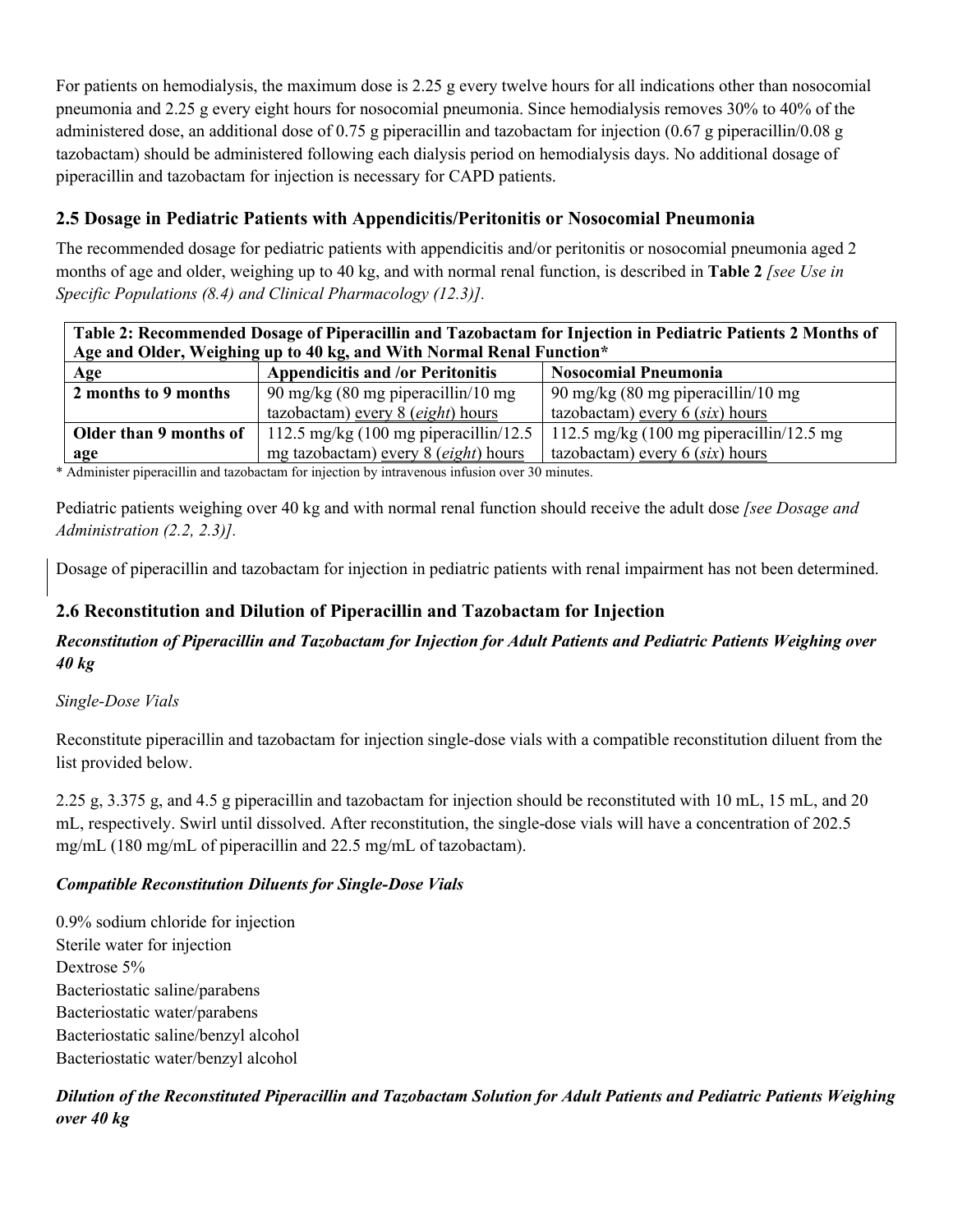For patients on hemodialysis, the maximum dose is 2.25 g every twelve hours for all indications other than nosocomial pneumonia and 2.25 g every eight hours for nosocomial pneumonia. Since hemodialysis removes 30% to 40% of the administered dose, an additional dose of 0.75 g piperacillin and tazobactam for injection (0.67 g piperacillin/0.08 g tazobactam) should be administered following each dialysis period on hemodialysis days. No additional dosage of piperacillin and tazobactam for injection is necessary for CAPD patients.

## 2.5 Dosage in Pediatric Patients with Appendicitis/Peritonitis or Nosocomial Pneumonia

The recommended dosage for pediatric patients with appendicitis and/or peritonitis or nosocomial pneumonia aged 2 months of age and older, weighing up to 40 kg, and with normal renal function, is described in **Table 2** *[see Use in Specific Populations (8.4) and Clinical Pharmacology (12.3)].*

**Table 2: Recommended Dosage of Piperacillin and Tazobactam for Injection in Pediatric Patients 2 Months of Age and Older, Weighing up to 40 kg, and With Normal Renal Function***

| Age | Appendicitis and /or Peritonitis | Nosocomial Pneumonia |
|---|---|---|
| **2 months to 9 months** | 90 mg/kg (80 mg piperacillin/10 mg tazobactam) every 8 (*eight*) hours | 90 mg/kg (80 mg piperacillin/10 mg tazobactam) every 6 (*six*) hours |
| **Older than 9 months of age** | 112.5 mg/kg (100 mg piperacillin/12.5 mg tazobactam) every 8 (*eight*) hours | 112.5 mg/kg (100 mg piperacillin/12.5 mg tazobactam) every 6 (*six*) hours |

\* Administer piperacillin and tazobactam for injection by intravenous infusion over 30 minutes.

Pediatric patients weighing over 40 kg and with normal renal function should receive the adult dose *[see Dosage and Administration (2.2, 2.3)].*

Dosage of piperacillin and tazobactam for injection in pediatric patients with renal impairment has not been determined.

## 2.6 Reconstitution and Dilution of Piperacillin and Tazobactam for Injection

***Reconstitution of Piperacillin and Tazobactam for Injection for Adult Patients and Pediatric Patients Weighing over 40 kg***

*Single-Dose Vials*

Reconstitute piperacillin and tazobactam for injection single-dose vials with a compatible reconstitution diluent from the list provided below.

2.25 g, 3.375 g, and 4.5 g piperacillin and tazobactam for injection should be reconstituted with 10 mL, 15 mL, and 20 mL, respectively. Swirl until dissolved. After reconstitution, the single-dose vials will have a concentration of 202.5 mg/mL (180 mg/mL of piperacillin and 22.5 mg/mL of tazobactam).

***Compatible Reconstitution Diluents for Single-Dose Vials***

0.9% sodium chloride for injection
Sterile water for injection
Dextrose 5%
Bacteriostatic saline/parabens
Bacteriostatic water/parabens
Bacteriostatic saline/benzyl alcohol
Bacteriostatic water/benzyl alcohol

***Dilution of the Reconstituted Piperacillin and Tazobactam Solution for Adult Patients and Pediatric Patients Weighing over 40 kg***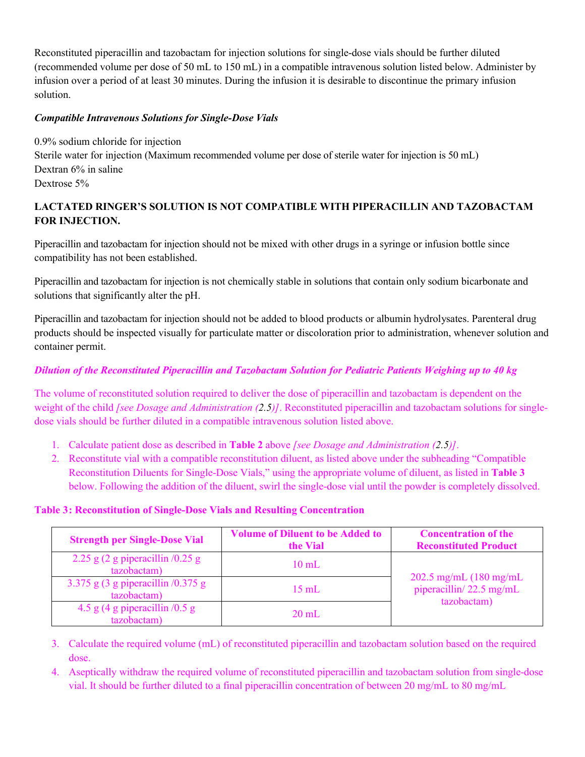Reconstituted piperacillin and tazobactam for injection solutions for single-dose vials should be further diluted (recommended volume per dose of 50 mL to 150 mL) in a compatible intravenous solution listed below. Administer by infusion over a period of at least 30 minutes. During the infusion it is desirable to discontinue the primary infusion solution.

***Compatible Intravenous Solutions for Single-Dose Vials***

0.9% sodium chloride for injection
Sterile water for injection (Maximum recommended volume per dose of sterile water for injection is 50 mL)
Dextran 6% in saline
Dextrose 5%

**LACTATED RINGER'S SOLUTION IS NOT COMPATIBLE WITH PIPERACILLIN AND TAZOBACTAM FOR INJECTION.**

Piperacillin and tazobactam for injection should not be mixed with other drugs in a syringe or infusion bottle since compatibility has not been established.

Piperacillin and tazobactam for injection is not chemically stable in solutions that contain only sodium bicarbonate and solutions that significantly alter the pH.

Piperacillin and tazobactam for injection should not be added to blood products or albumin hydrolysates. Parenteral drug products should be inspected visually for particulate matter or discoloration prior to administration, whenever solution and container permit.

***Dilution of the Reconstituted Piperacillin and Tazobactam Solution for Pediatric Patients Weighing up to 40 kg***

The volume of reconstituted solution required to deliver the dose of piperacillin and tazobactam is dependent on the weight of the child *[see Dosage and Administration (2.5)]*. Reconstituted piperacillin and tazobactam solutions for single-dose vials should be further diluted in a compatible intravenous solution listed above.

1. Calculate patient dose as described in **Table 2** above *[see Dosage and Administration (2.5)]*.
2. Reconstitute vial with a compatible reconstitution diluent, as listed above under the subheading "Compatible Reconstitution Diluents for Single-Dose Vials," using the appropriate volume of diluent, as listed in **Table 3** below. Following the addition of the diluent, swirl the single-dose vial until the powder is completely dissolved.

**Table 3: Reconstitution of Single-Dose Vials and Resulting Concentration**

| Strength per Single-Dose Vial | Volume of Diluent to be Added to the Vial | Concentration of the Reconstituted Product |
|---|---|---|
| 2.25 g (2 g piperacillin /0.25 g tazobactam) | 10 mL | 202.5 mg/mL (180 mg/mL piperacillin/ 22.5 mg/mL tazobactam) |
| 3.375 g (3 g piperacillin /0.375 g tazobactam) | 15 mL | |
| 4.5 g (4 g piperacillin /0.5 g tazobactam) | 20 mL | |

3. Calculate the required volume (mL) of reconstituted piperacillin and tazobactam solution based on the required dose.
4. Aseptically withdraw the required volume of reconstituted piperacillin and tazobactam solution from single-dose vial. It should be further diluted to a final piperacillin concentration of between 20 mg/mL to 80 mg/mL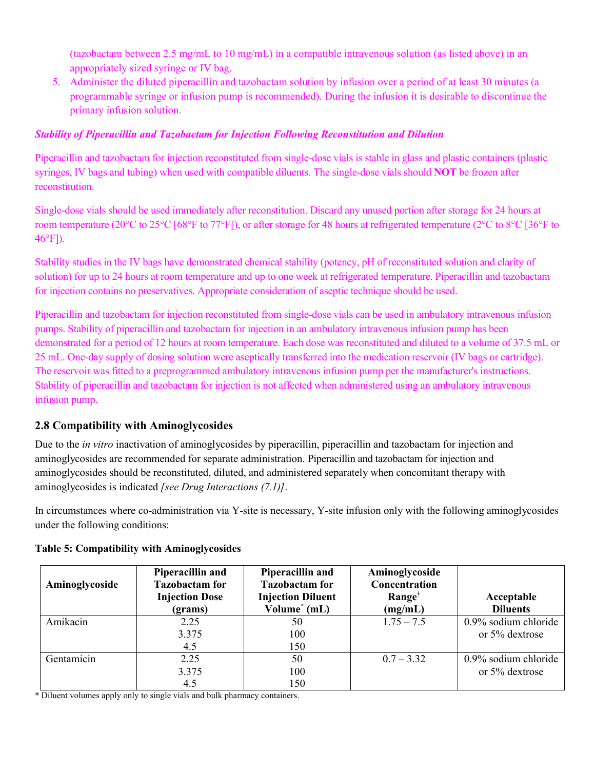(tazobactam between 2.5 mg/mL to 10 mg/mL) in a compatible intravenous solution (as listed above) in an appropriately sized syringe or IV bag.

5. Administer the diluted piperacillin and tazobactam solution by infusion over a period of at least 30 minutes (a programmable syringe or infusion pump is recommended). During the infusion it is desirable to discontinue the primary infusion solution.

***Stability of Piperacillin and Tazobactam for Injection Following Reconstitution and Dilution***

Piperacillin and tazobactam for injection reconstituted from single-dose vials is stable in glass and plastic containers (plastic syringes, IV bags and tubing) when used with compatible diluents. The single-dose vials should **NOT** be frozen after reconstitution.

Single-dose vials should be used immediately after reconstitution. Discard any unused portion after storage for 24 hours at room temperature (20°C to 25°C [68°F to 77°F]), or after storage for 48 hours at refrigerated temperature (2°C to 8°C [36°F to 46°F]).

Stability studies in the IV bags have demonstrated chemical stability (potency, pH of reconstituted solution and clarity of solution) for up to 24 hours at room temperature and up to one week at refrigerated temperature. Piperacillin and tazobactam for injection contains no preservatives. Appropriate consideration of aseptic technique should be used.

Piperacillin and tazobactam for injection reconstituted from single-dose vials can be used in ambulatory intravenous infusion pumps. Stability of piperacillin and tazobactam for injection in an ambulatory intravenous infusion pump has been demonstrated for a period of 12 hours at room temperature. Each dose was reconstituted and diluted to a volume of 37.5 mL or 25 mL. One-day supply of dosing solution were aseptically transferred into the medication reservoir (IV bags or cartridge). The reservoir was fitted to a preprogrammed ambulatory intravenous infusion pump per the manufacturer's instructions. Stability of piperacillin and tazobactam for injection is not affected when administered using an ambulatory intravenous infusion pump.

## 2.8 Compatibility with Aminoglycosides

Due to the *in vitro* inactivation of aminoglycosides by piperacillin, piperacillin and tazobactam for injection and aminoglycosides are recommended for separate administration. Piperacillin and tazobactam for injection and aminoglycosides should be reconstituted, diluted, and administered separately when concomitant therapy with aminoglycosides is indicated *[see Drug Interactions (7.1)]*.

In circumstances where co-administration via Y-site is necessary, Y-site infusion only with the following aminoglycosides under the following conditions:

**Table 5: Compatibility with Aminoglycosides**

| Aminoglycoside | Piperacillin and Tazobactam for Injection Dose (grams) | Piperacillin and Tazobactam for Injection Diluent Volume* (mL) | Aminoglycoside Concentration Range† (mg/mL) | Acceptable Diluents |
|---|---|---|---|---|
| Amikacin | 2.25<br>3.375<br>4.5 | 50<br>100<br>150 | 1.75 – 7.5 | 0.9% sodium chloride or 5% dextrose |
| Gentamicin | 2.25<br>3.375<br>4.5 | 50<br>100<br>150 | 0.7 – 3.32 | 0.9% sodium chloride or 5% dextrose |

* Diluent volumes apply only to single vials and bulk pharmacy containers.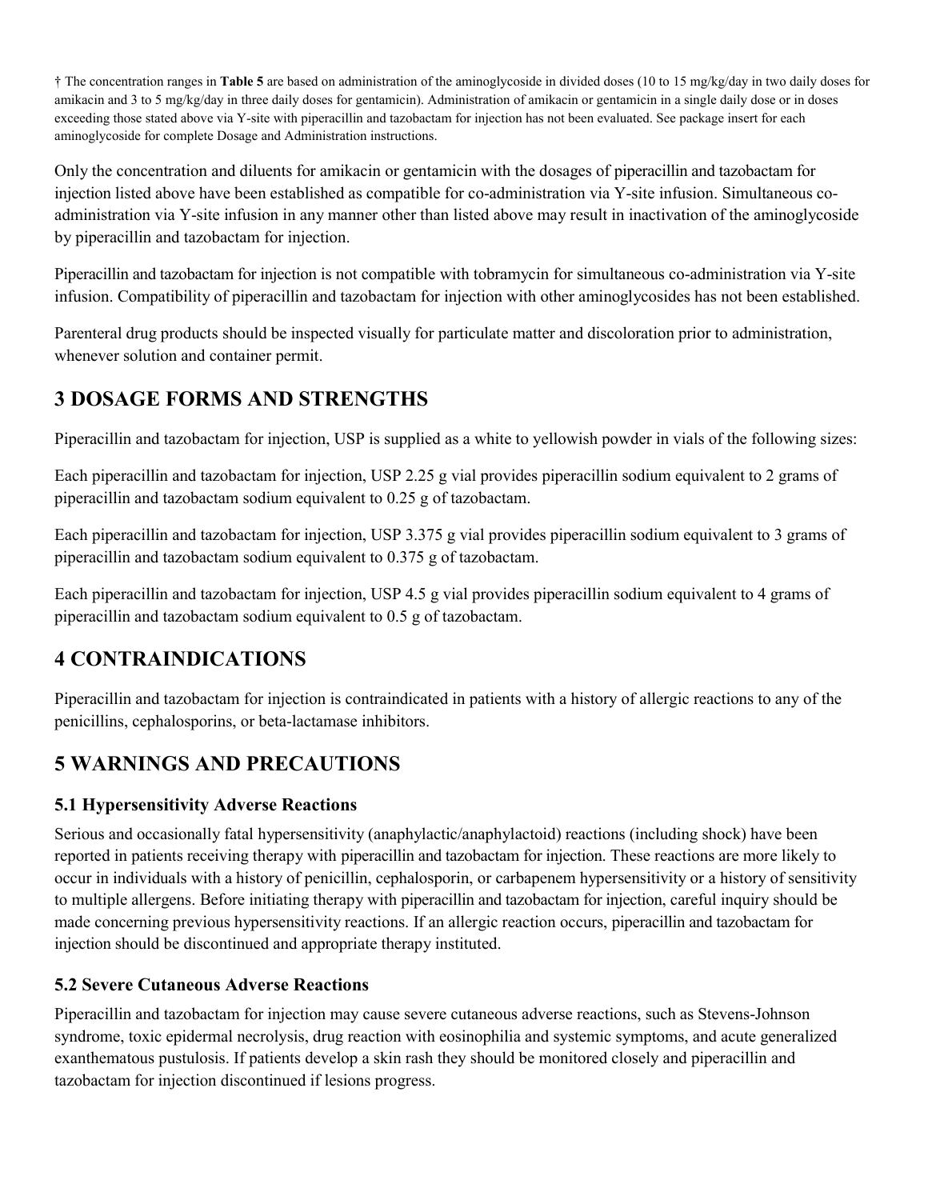† The concentration ranges in **Table 5** are based on administration of the aminoglycoside in divided doses (10 to 15 mg/kg/day in two daily doses for amikacin and 3 to 5 mg/kg/day in three daily doses for gentamicin). Administration of amikacin or gentamicin in a single daily dose or in doses exceeding those stated above via Y-site with piperacillin and tazobactam for injection has not been evaluated. See package insert for each aminoglycoside for complete Dosage and Administration instructions.

Only the concentration and diluents for amikacin or gentamicin with the dosages of piperacillin and tazobactam for injection listed above have been established as compatible for co-administration via Y-site infusion. Simultaneous co-administration via Y-site infusion in any manner other than listed above may result in inactivation of the aminoglycoside by piperacillin and tazobactam for injection.

Piperacillin and tazobactam for injection is not compatible with tobramycin for simultaneous co-administration via Y-site infusion. Compatibility of piperacillin and tazobactam for injection with other aminoglycosides has not been established.

Parenteral drug products should be inspected visually for particulate matter and discoloration prior to administration, whenever solution and container permit.

## 3 DOSAGE FORMS AND STRENGTHS

Piperacillin and tazobactam for injection, USP is supplied as a white to yellowish powder in vials of the following sizes:

Each piperacillin and tazobactam for injection, USP 2.25 g vial provides piperacillin sodium equivalent to 2 grams of piperacillin and tazobactam sodium equivalent to 0.25 g of tazobactam.

Each piperacillin and tazobactam for injection, USP 3.375 g vial provides piperacillin sodium equivalent to 3 grams of piperacillin and tazobactam sodium equivalent to 0.375 g of tazobactam.

Each piperacillin and tazobactam for injection, USP 4.5 g vial provides piperacillin sodium equivalent to 4 grams of piperacillin and tazobactam sodium equivalent to 0.5 g of tazobactam.

## 4 CONTRAINDICATIONS

Piperacillin and tazobactam for injection is contraindicated in patients with a history of allergic reactions to any of the penicillins, cephalosporins, or beta-lactamase inhibitors.

## 5 WARNINGS AND PRECAUTIONS

### 5.1 Hypersensitivity Adverse Reactions

Serious and occasionally fatal hypersensitivity (anaphylactic/anaphylactoid) reactions (including shock) have been reported in patients receiving therapy with piperacillin and tazobactam for injection. These reactions are more likely to occur in individuals with a history of penicillin, cephalosporin, or carbapenem hypersensitivity or a history of sensitivity to multiple allergens. Before initiating therapy with piperacillin and tazobactam for injection, careful inquiry should be made concerning previous hypersensitivity reactions. If an allergic reaction occurs, piperacillin and tazobactam for injection should be discontinued and appropriate therapy instituted.

### 5.2 Severe Cutaneous Adverse Reactions

Piperacillin and tazobactam for injection may cause severe cutaneous adverse reactions, such as Stevens-Johnson syndrome, toxic epidermal necrolysis, drug reaction with eosinophilia and systemic symptoms, and acute generalized exanthematous pustulosis. If patients develop a skin rash they should be monitored closely and piperacillin and tazobactam for injection discontinued if lesions progress.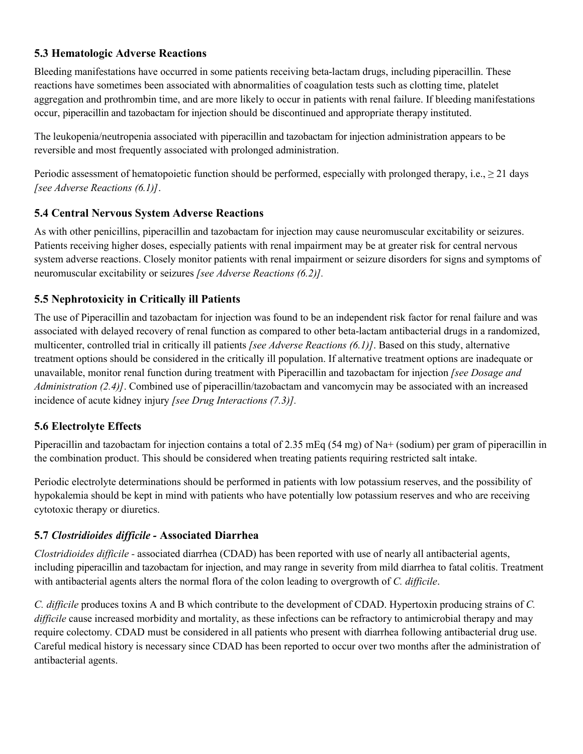### 5.3 Hematologic Adverse Reactions

Bleeding manifestations have occurred in some patients receiving beta-lactam drugs, including piperacillin. These reactions have sometimes been associated with abnormalities of coagulation tests such as clotting time, platelet aggregation and prothrombin time, and are more likely to occur in patients with renal failure. If bleeding manifestations occur, piperacillin and tazobactam for injection should be discontinued and appropriate therapy instituted.

The leukopenia/neutropenia associated with piperacillin and tazobactam for injection administration appears to be reversible and most frequently associated with prolonged administration.

Periodic assessment of hematopoietic function should be performed, especially with prolonged therapy, i.e., ≥ 21 days *[see Adverse Reactions (6.1)]*.

### 5.4 Central Nervous System Adverse Reactions

As with other penicillins, piperacillin and tazobactam for injection may cause neuromuscular excitability or seizures. Patients receiving higher doses, especially patients with renal impairment may be at greater risk for central nervous system adverse reactions. Closely monitor patients with renal impairment or seizure disorders for signs and symptoms of neuromuscular excitability or seizures *[see Adverse Reactions (6.2)]*.

### 5.5 Nephrotoxicity in Critically ill Patients

The use of Piperacillin and tazobactam for injection was found to be an independent risk factor for renal failure and was associated with delayed recovery of renal function as compared to other beta-lactam antibacterial drugs in a randomized, multicenter, controlled trial in critically ill patients *[see Adverse Reactions (6.1)]*. Based on this study, alternative treatment options should be considered in the critically ill population. If alternative treatment options are inadequate or unavailable, monitor renal function during treatment with Piperacillin and tazobactam for injection *[see Dosage and Administration (2.4)]*. Combined use of piperacillin/tazobactam and vancomycin may be associated with an increased incidence of acute kidney injury *[see Drug Interactions (7.3)]*.

### 5.6 Electrolyte Effects

Piperacillin and tazobactam for injection contains a total of 2.35 mEq (54 mg) of $Na^+$ (sodium) per gram of piperacillin in the combination product. This should be considered when treating patients requiring restricted salt intake.

Periodic electrolyte determinations should be performed in patients with low potassium reserves, and the possibility of hypokalemia should be kept in mind with patients who have potentially low potassium reserves and who are receiving cytotoxic therapy or diuretics.

### 5.7 *Clostridioides difficile* - Associated Diarrhea

*Clostridioides difficile* - associated diarrhea (CDAD) has been reported with use of nearly all antibacterial agents, including piperacillin and tazobactam for injection, and may range in severity from mild diarrhea to fatal colitis. Treatment with antibacterial agents alters the normal flora of the colon leading to overgrowth of *C. difficile*.

*C. difficile* produces toxins A and B which contribute to the development of CDAD. Hypertoxin producing strains of *C. difficile* cause increased morbidity and mortality, as these infections can be refractory to antimicrobial therapy and may require colectomy. CDAD must be considered in all patients who present with diarrhea following antibacterial drug use. Careful medical history is necessary since CDAD has been reported to occur over two months after the administration of antibacterial agents.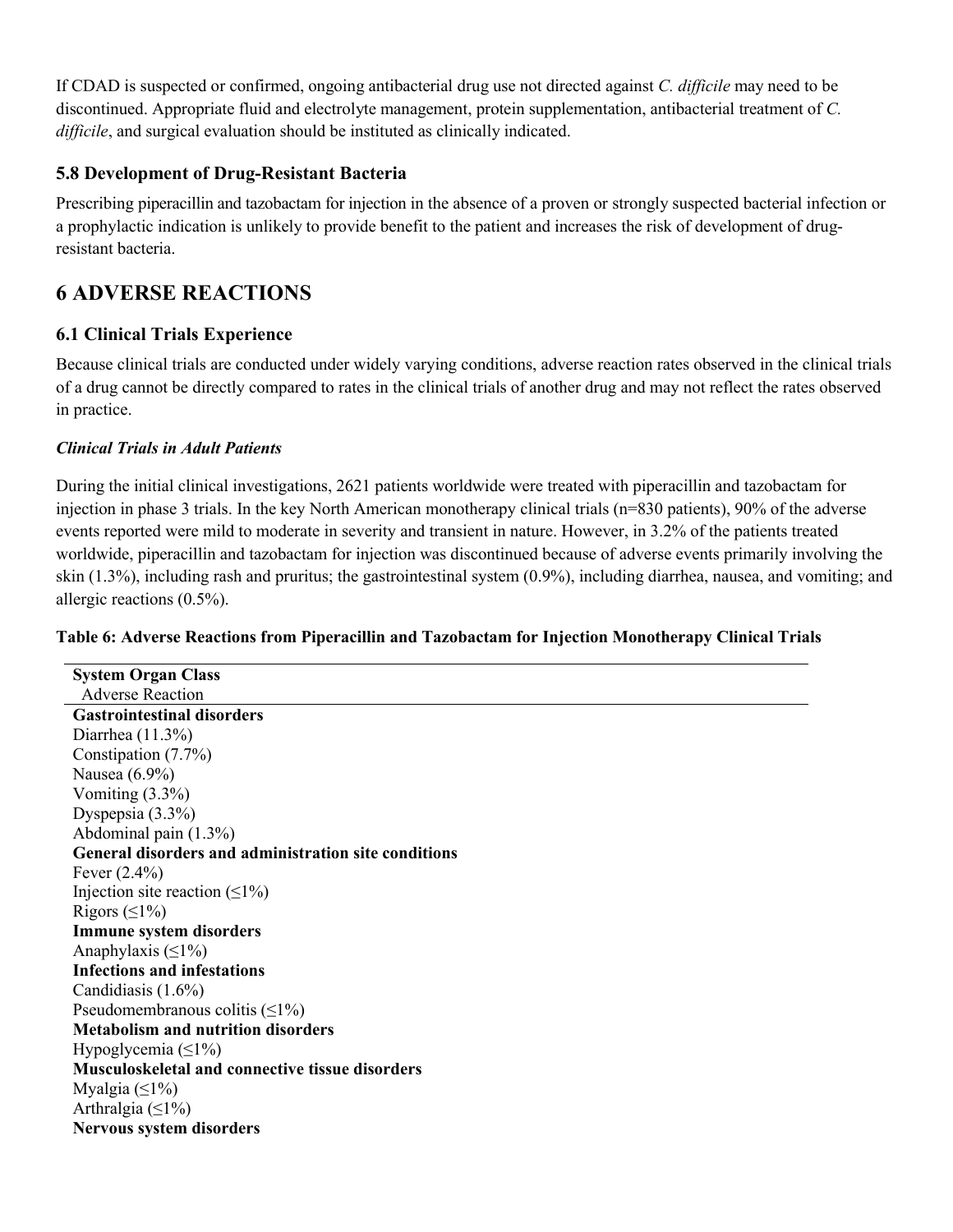If CDAD is suspected or confirmed, ongoing antibacterial drug use not directed against *C. difficile* may need to be discontinued. Appropriate fluid and electrolyte management, protein supplementation, antibacterial treatment of *C. difficile*, and surgical evaluation should be instituted as clinically indicated.

### 5.8 Development of Drug-Resistant Bacteria

Prescribing piperacillin and tazobactam for injection in the absence of a proven or strongly suspected bacterial infection or a prophylactic indication is unlikely to provide benefit to the patient and increases the risk of development of drug-resistant bacteria.

## 6 ADVERSE REACTIONS

### 6.1 Clinical Trials Experience

Because clinical trials are conducted under widely varying conditions, adverse reaction rates observed in the clinical trials of a drug cannot be directly compared to rates in the clinical trials of another drug and may not reflect the rates observed in practice.

***Clinical Trials in Adult Patients***

During the initial clinical investigations, 2621 patients worldwide were treated with piperacillin and tazobactam for injection in phase 3 trials. In the key North American monotherapy clinical trials (n=830 patients), 90% of the adverse events reported were mild to moderate in severity and transient in nature. However, in 3.2% of the patients treated worldwide, piperacillin and tazobactam for injection was discontinued because of adverse events primarily involving the skin (1.3%), including rash and pruritus; the gastrointestinal system (0.9%), including diarrhea, nausea, and vomiting; and allergic reactions (0.5%).

**Table 6: Adverse Reactions from Piperacillin and Tazobactam for Injection Monotherapy Clinical Trials**

| **System Organ Class**<br>Adverse Reaction |
|---|
| **Gastrointestinal disorders** |
| Diarrhea (11.3%) |
| Constipation (7.7%) |
| Nausea (6.9%) |
| Vomiting (3.3%) |
| Dyspepsia (3.3%) |
| Abdominal pain (1.3%) |
| **General disorders and administration site conditions** |
| Fever (2.4%) |
| Injection site reaction (≤1%) |
| Rigors (≤1%) |
| **Immune system disorders** |
| Anaphylaxis (≤1%) |
| **Infections and infestations** |
| Candidiasis (1.6%) |
| Pseudomembranous colitis (≤1%) |
| **Metabolism and nutrition disorders** |
| Hypoglycemia (≤1%) |
| **Musculoskeletal and connective tissue disorders** |
| Myalgia (≤1%) |
| Arthralgia (≤1%) |
| **Nervous system disorders** |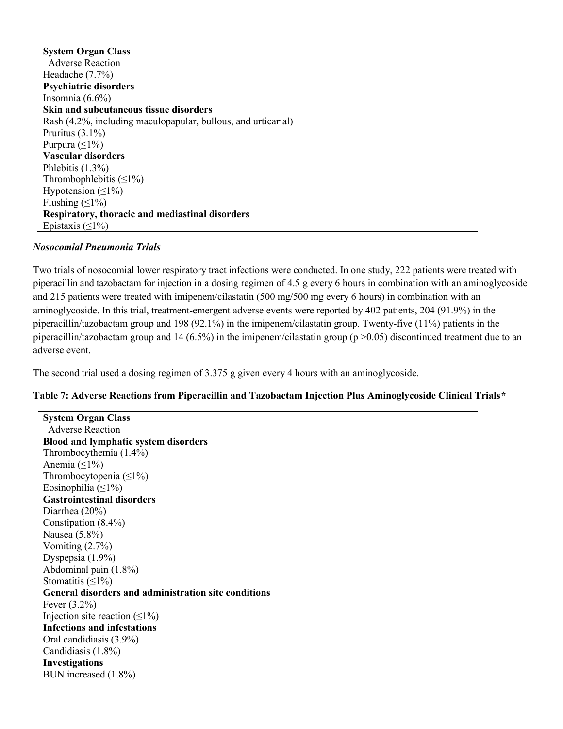| System Organ Class<br>Adverse Reaction |
|---|
| Headache (7.7%) |
| **Psychiatric disorders** |
| Insomnia (6.6%) |
| **Skin and subcutaneous tissue disorders** |
| Rash (4.2%, including maculopapular, bullous, and urticarial) |
| Pruritus (3.1%) |
| Purpura (≤1%) |
| **Vascular disorders** |
| Phlebitis (1.3%) |
| Thrombophlebitis (≤1%) |
| Hypotension (≤1%) |
| Flushing (≤1%) |
| **Respiratory, thoracic and mediastinal disorders** |
| Epistaxis (≤1%) |

***Nosocomial Pneumonia Trials***

Two trials of nosocomial lower respiratory tract infections were conducted. In one study, 222 patients were treated with piperacillin and tazobactam for injection in a dosing regimen of 4.5 g every 6 hours in combination with an aminoglycoside and 215 patients were treated with imipenem/cilastatin (500 mg/500 mg every 6 hours) in combination with an aminoglycoside. In this trial, treatment-emergent adverse events were reported by 402 patients, 204 (91.9%) in the piperacillin/tazobactam group and 198 (92.1%) in the imipenem/cilastatin group. Twenty-five (11%) patients in the piperacillin/tazobactam group and 14 (6.5%) in the imipenem/cilastatin group ($p > 0.05$) discontinued treatment due to an adverse event.

The second trial used a dosing regimen of 3.375 g given every 4 hours with an aminoglycoside.

**Table 7: Adverse Reactions from Piperacillin and Tazobactam Injection Plus Aminoglycoside Clinical Trials\***

| System Organ Class<br>Adverse Reaction |
|---|
| **Blood and lymphatic system disorders** |
| Thrombocythemia (1.4%) |
| Anemia (≤1%) |
| Thrombocytopenia (≤1%) |
| Eosinophilia (≤1%) |
| **Gastrointestinal disorders** |
| Diarrhea (20%) |
| Constipation (8.4%) |
| Nausea (5.8%) |
| Vomiting (2.7%) |
| Dyspepsia (1.9%) |
| Abdominal pain (1.8%) |
| Stomatitis (≤1%) |
| **General disorders and administration site conditions** |
| Fever (3.2%) |
| Injection site reaction (≤1%) |
| **Infections and infestations** |
| Oral candidiasis (3.9%) |
| Candidiasis (1.8%) |
| **Investigations** |
| BUN increased (1.8%) |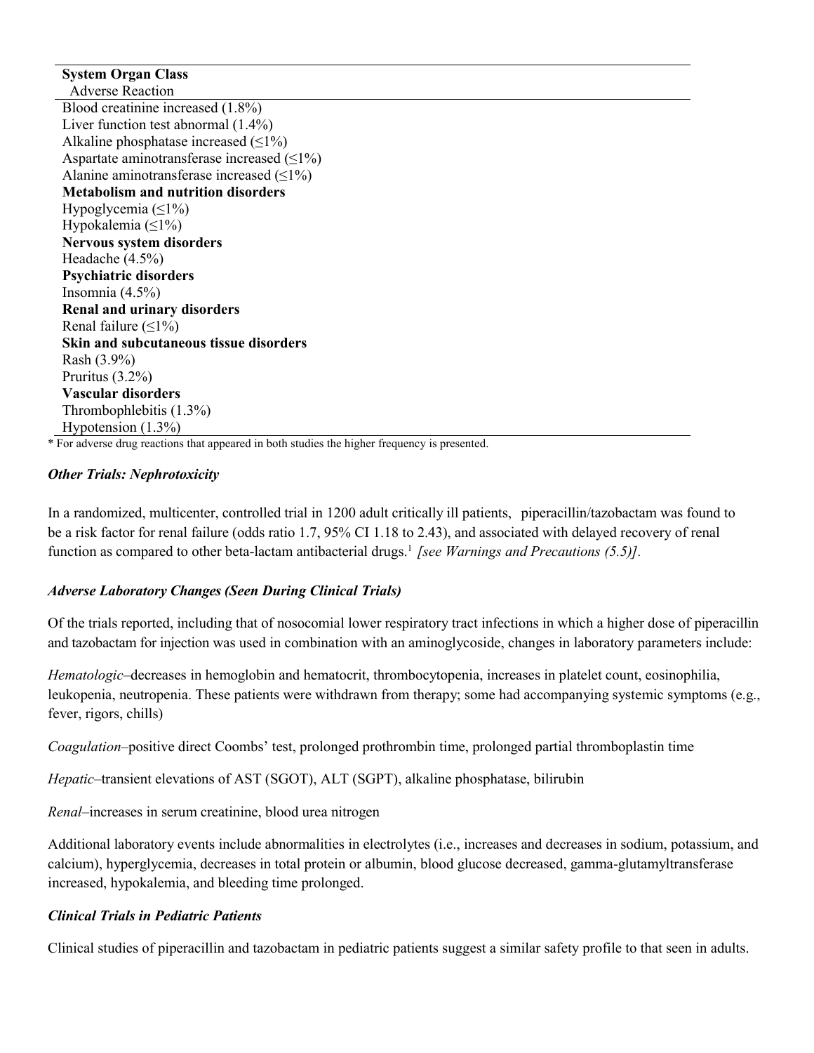| System Organ Class<br>Adverse Reaction |
|---|
| Blood creatinine increased (1.8%) |
| Liver function test abnormal (1.4%) |
| Alkaline phosphatase increased (≤1%) |
| Aspartate aminotransferase increased (≤1%) |
| Alanine aminotransferase increased (≤1%) |
| **Metabolism and nutrition disorders** |
| Hypoglycemia (≤1%) |
| Hypokalemia (≤1%) |
| **Nervous system disorders** |
| Headache (4.5%) |
| **Psychiatric disorders** |
| Insomnia (4.5%) |
| **Renal and urinary disorders** |
| Renal failure (≤1%) |
| **Skin and subcutaneous tissue disorders** |
| Rash (3.9%) |
| Pruritus (3.2%) |
| **Vascular disorders** |
| Thrombophlebitis (1.3%) |
| Hypotension (1.3%) |

* For adverse drug reactions that appeared in both studies the higher frequency is presented.

***Other Trials: Nephrotoxicity***

In a randomized, multicenter, controlled trial in 1200 adult critically ill patients, piperacillin/tazobactam was found to be a risk factor for renal failure (odds ratio 1.7, 95% CI 1.18 to 2.43), and associated with delayed recovery of renal function as compared to other beta-lactam antibacterial drugs.[1] *[see Warnings and Precautions (5.5)].*

***Adverse Laboratory Changes (Seen During Clinical Trials)***

Of the trials reported, including that of nosocomial lower respiratory tract infections in which a higher dose of piperacillin and tazobactam for injection was used in combination with an aminoglycoside, changes in laboratory parameters include:

*Hematologic*–decreases in hemoglobin and hematocrit, thrombocytopenia, increases in platelet count, eosinophilia, leukopenia, neutropenia. These patients were withdrawn from therapy; some had accompanying systemic symptoms (e.g., fever, rigors, chills)

*Coagulation*–positive direct Coombs' test, prolonged prothrombin time, prolonged partial thromboplastin time

*Hepatic*–transient elevations of AST (SGOT), ALT (SGPT), alkaline phosphatase, bilirubin

*Renal*–increases in serum creatinine, blood urea nitrogen

Additional laboratory events include abnormalities in electrolytes (i.e., increases and decreases in sodium, potassium, and calcium), hyperglycemia, decreases in total protein or albumin, blood glucose decreased, gamma-glutamyltransferase increased, hypokalemia, and bleeding time prolonged.

***Clinical Trials in Pediatric Patients***

Clinical studies of piperacillin and tazobactam in pediatric patients suggest a similar safety profile to that seen in adults.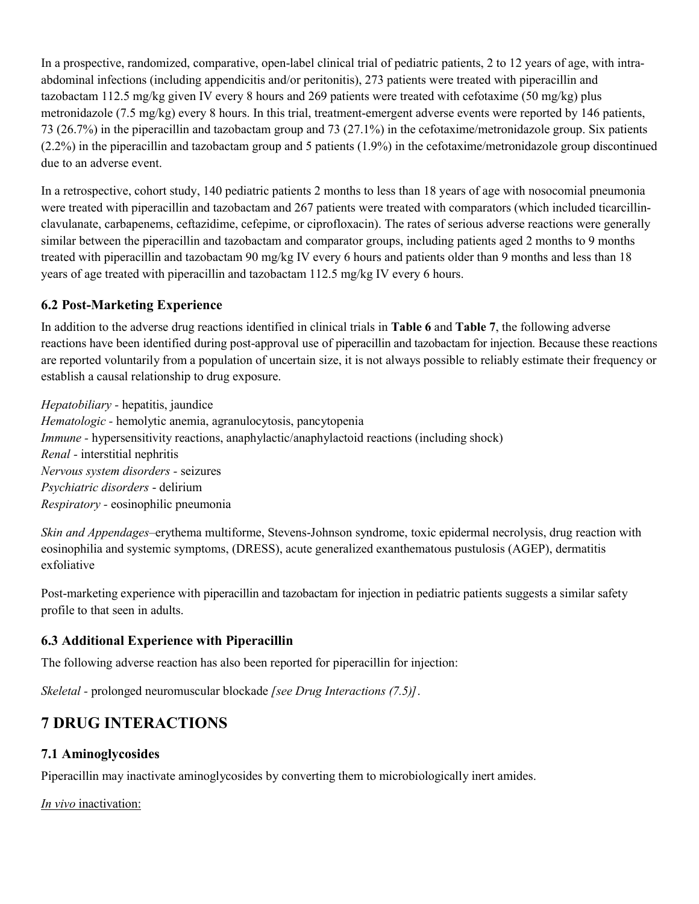In a prospective, randomized, comparative, open-label clinical trial of pediatric patients, 2 to 12 years of age, with intra-abdominal infections (including appendicitis and/or peritonitis), 273 patients were treated with piperacillin and tazobactam 112.5 mg/kg given IV every 8 hours and 269 patients were treated with cefotaxime (50 mg/kg) plus metronidazole (7.5 mg/kg) every 8 hours. In this trial, treatment-emergent adverse events were reported by 146 patients, 73 (26.7%) in the piperacillin and tazobactam group and 73 (27.1%) in the cefotaxime/metronidazole group. Six patients (2.2%) in the piperacillin and tazobactam group and 5 patients (1.9%) in the cefotaxime/metronidazole group discontinued due to an adverse event.

In a retrospective, cohort study, 140 pediatric patients 2 months to less than 18 years of age with nosocomial pneumonia were treated with piperacillin and tazobactam and 267 patients were treated with comparators (which included ticarcillin-clavulanate, carbapenems, ceftazidime, cefepime, or ciprofloxacin). The rates of serious adverse reactions were generally similar between the piperacillin and tazobactam and comparator groups, including patients aged 2 months to 9 months treated with piperacillin and tazobactam 90 mg/kg IV every 6 hours and patients older than 9 months and less than 18 years of age treated with piperacillin and tazobactam 112.5 mg/kg IV every 6 hours.

### 6.2 Post-Marketing Experience

In addition to the adverse drug reactions identified in clinical trials in **Table 6** and **Table 7**, the following adverse reactions have been identified during post-approval use of piperacillin and tazobactam for injection. Because these reactions are reported voluntarily from a population of uncertain size, it is not always possible to reliably estimate their frequency or establish a causal relationship to drug exposure.

*Hepatobiliary* - hepatitis, jaundice
*Hematologic* - hemolytic anemia, agranulocytosis, pancytopenia
*Immune* - hypersensitivity reactions, anaphylactic/anaphylactoid reactions (including shock)
*Renal* - interstitial nephritis
*Nervous system disorders* - seizures
*Psychiatric disorders* - delirium
*Respiratory* - eosinophilic pneumonia

*Skin and Appendages*–erythema multiforme, Stevens-Johnson syndrome, toxic epidermal necrolysis, drug reaction with eosinophilia and systemic symptoms, (DRESS), acute generalized exanthematous pustulosis (AGEP), dermatitis exfoliative

Post-marketing experience with piperacillin and tazobactam for injection in pediatric patients suggests a similar safety profile to that seen in adults.

### 6.3 Additional Experience with Piperacillin

The following adverse reaction has also been reported for piperacillin for injection:

*Skeletal* - prolonged neuromuscular blockade *[see Drug Interactions (7.5)]*.

## 7 DRUG INTERACTIONS

### 7.1 Aminoglycosides

Piperacillin may inactivate aminoglycosides by converting them to microbiologically inert amides.

<u>*In vivo* inactivation:</u>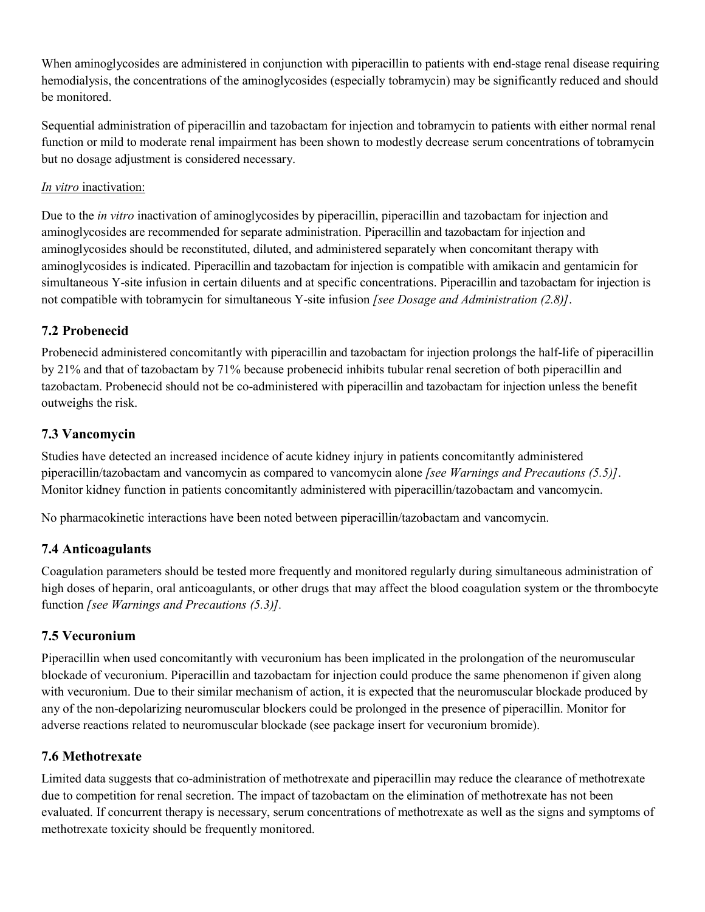When aminoglycosides are administered in conjunction with piperacillin to patients with end-stage renal disease requiring hemodialysis, the concentrations of the aminoglycosides (especially tobramycin) may be significantly reduced and should be monitored.

Sequential administration of piperacillin and tazobactam for injection and tobramycin to patients with either normal renal function or mild to moderate renal impairment has been shown to modestly decrease serum concentrations of tobramycin but no dosage adjustment is considered necessary.

*In vitro* inactivation:

Due to the *in vitro* inactivation of aminoglycosides by piperacillin, piperacillin and tazobactam for injection and aminoglycosides are recommended for separate administration. Piperacillin and tazobactam for injection and aminoglycosides should be reconstituted, diluted, and administered separately when concomitant therapy with aminoglycosides is indicated. Piperacillin and tazobactam for injection is compatible with amikacin and gentamicin for simultaneous Y-site infusion in certain diluents and at specific concentrations. Piperacillin and tazobactam for injection is not compatible with tobramycin for simultaneous Y-site infusion *[see Dosage and Administration (2.8)]*.

## 7.2 Probenecid

Probenecid administered concomitantly with piperacillin and tazobactam for injection prolongs the half-life of piperacillin by 21% and that of tazobactam by 71% because probenecid inhibits tubular renal secretion of both piperacillin and tazobactam. Probenecid should not be co-administered with piperacillin and tazobactam for injection unless the benefit outweighs the risk.

## 7.3 Vancomycin

Studies have detected an increased incidence of acute kidney injury in patients concomitantly administered piperacillin/tazobactam and vancomycin as compared to vancomycin alone *[see Warnings and Precautions (5.5)]*. Monitor kidney function in patients concomitantly administered with piperacillin/tazobactam and vancomycin.

No pharmacokinetic interactions have been noted between piperacillin/tazobactam and vancomycin.

## 7.4 Anticoagulants

Coagulation parameters should be tested more frequently and monitored regularly during simultaneous administration of high doses of heparin, oral anticoagulants, or other drugs that may affect the blood coagulation system or the thrombocyte function *[see Warnings and Precautions (5.3)]*.

## 7.5 Vecuronium

Piperacillin when used concomitantly with vecuronium has been implicated in the prolongation of the neuromuscular blockade of vecuronium. Piperacillin and tazobactam for injection could produce the same phenomenon if given along with vecuronium. Due to their similar mechanism of action, it is expected that the neuromuscular blockade produced by any of the non-depolarizing neuromuscular blockers could be prolonged in the presence of piperacillin. Monitor for adverse reactions related to neuromuscular blockade (see package insert for vecuronium bromide).

## 7.6 Methotrexate

Limited data suggests that co-administration of methotrexate and piperacillin may reduce the clearance of methotrexate due to competition for renal secretion. The impact of tazobactam on the elimination of methotrexate has not been evaluated. If concurrent therapy is necessary, serum concentrations of methotrexate as well as the signs and symptoms of methotrexate toxicity should be frequently monitored.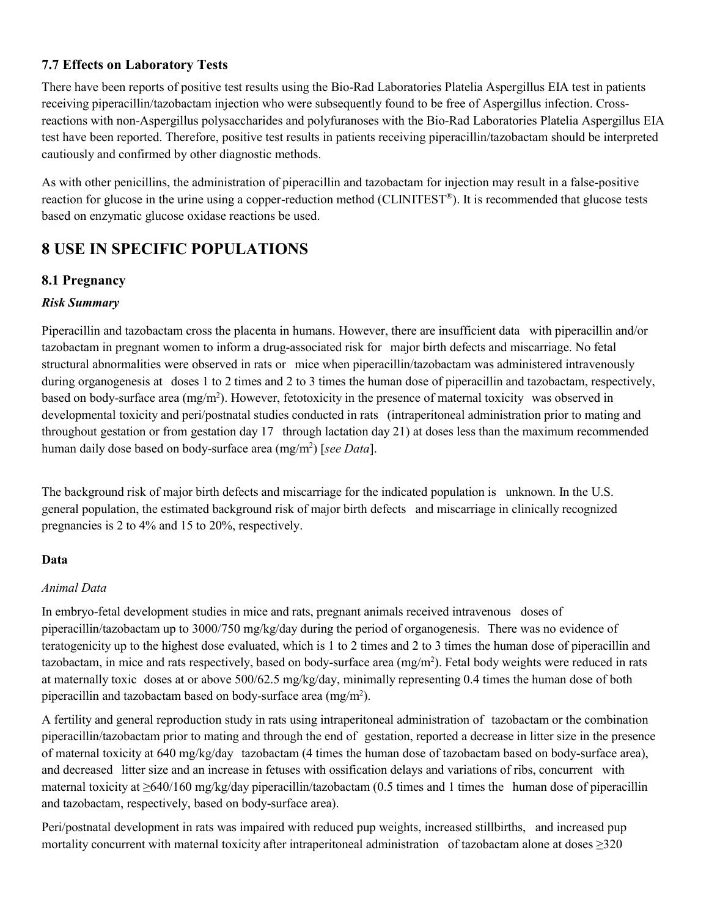### 7.7 Effects on Laboratory Tests

There have been reports of positive test results using the Bio-Rad Laboratories Platelia Aspergillus EIA test in patients receiving piperacillin/tazobactam injection who were subsequently found to be free of Aspergillus infection. Cross-reactions with non-Aspergillus polysaccharides and polyfuranoses with the Bio-Rad Laboratories Platelia Aspergillus EIA test have been reported. Therefore, positive test results in patients receiving piperacillin/tazobactam should be interpreted cautiously and confirmed by other diagnostic methods.

As with other penicillins, the administration of piperacillin and tazobactam for injection may result in a false-positive reaction for glucose in the urine using a copper-reduction method (CLINITEST®). It is recommended that glucose tests based on enzymatic glucose oxidase reactions be used.

## 8 USE IN SPECIFIC POPULATIONS

### 8.1 Pregnancy

***Risk Summary***

Piperacillin and tazobactam cross the placenta in humans. However, there are insufficient data with piperacillin and/or tazobactam in pregnant women to inform a drug-associated risk for major birth defects and miscarriage. No fetal structural abnormalities were observed in rats or mice when piperacillin/tazobactam was administered intravenously during organogenesis at doses 1 to 2 times and 2 to 3 times the human dose of piperacillin and tazobactam, respectively, based on body-surface area (mg/m$^2$). However, fetotoxicity in the presence of maternal toxicity was observed in developmental toxicity and peri/postnatal studies conducted in rats (intraperitoneal administration prior to mating and throughout gestation or from gestation day 17 through lactation day 21) at doses less than the maximum recommended human daily dose based on body-surface area (mg/m$^2$) [*see Data*].

The background risk of major birth defects and miscarriage for the indicated population is unknown. In the U.S. general population, the estimated background risk of major birth defects and miscarriage in clinically recognized pregnancies is 2 to 4% and 15 to 20%, respectively.

**Data**

*Animal Data*

In embryo-fetal development studies in mice and rats, pregnant animals received intravenous doses of piperacillin/tazobactam up to 3000/750 mg/kg/day during the period of organogenesis. There was no evidence of teratogenicity up to the highest dose evaluated, which is 1 to 2 times and 2 to 3 times the human dose of piperacillin and tazobactam, in mice and rats respectively, based on body-surface area (mg/m$^2$). Fetal body weights were reduced in rats at maternally toxic doses at or above 500/62.5 mg/kg/day, minimally representing 0.4 times the human dose of both piperacillin and tazobactam based on body-surface area (mg/m$^2$).

A fertility and general reproduction study in rats using intraperitoneal administration of tazobactam or the combination piperacillin/tazobactam prior to mating and through the end of gestation, reported a decrease in litter size in the presence of maternal toxicity at 640 mg/kg/day tazobactam (4 times the human dose of tazobactam based on body-surface area), and decreased litter size and an increase in fetuses with ossification delays and variations of ribs, concurrent with maternal toxicity at ≥640/160 mg/kg/day piperacillin/tazobactam (0.5 times and 1 times the human dose of piperacillin and tazobactam, respectively, based on body-surface area).

Peri/postnatal development in rats was impaired with reduced pup weights, increased stillbirths, and increased pup mortality concurrent with maternal toxicity after intraperitoneal administration of tazobactam alone at doses ≥320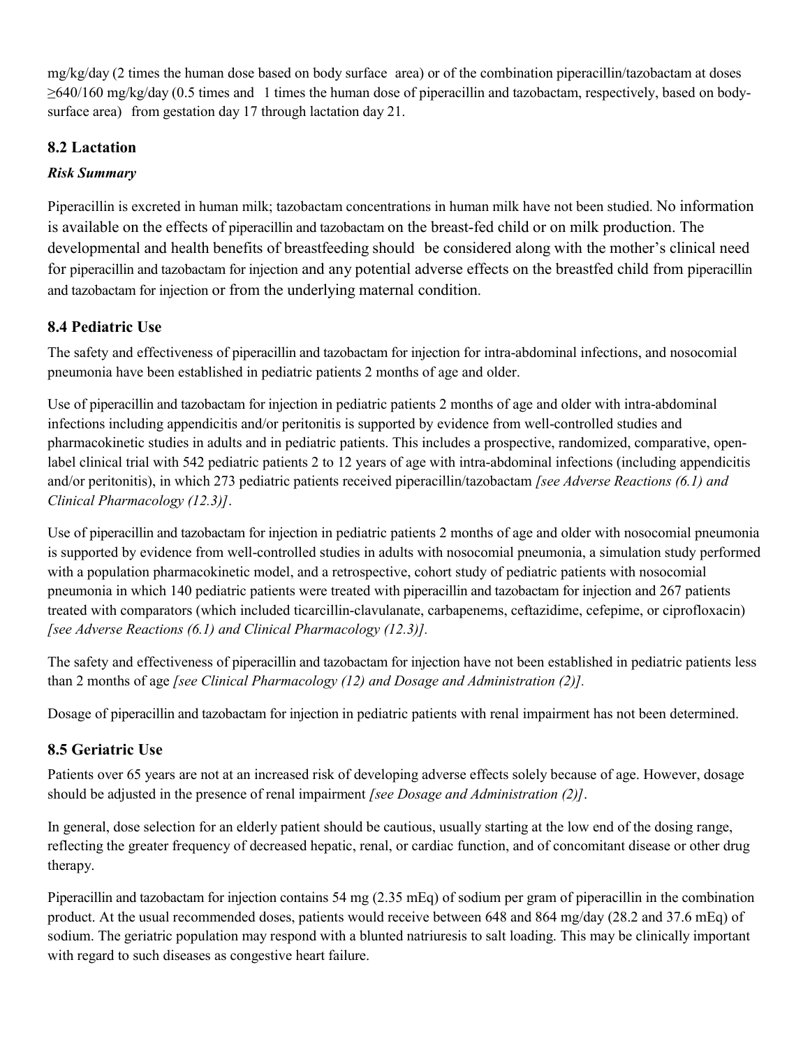mg/kg/day (2 times the human dose based on body surface area) or of the combination piperacillin/tazobactam at doses ≥640/160 mg/kg/day (0.5 times and 1 times the human dose of piperacillin and tazobactam, respectively, based on body-surface area) from gestation day 17 through lactation day 21.

## 8.2 Lactation

### *Risk Summary*

Piperacillin is excreted in human milk; tazobactam concentrations in human milk have not been studied. No information is available on the effects of piperacillin and tazobactam on the breast-fed child or on milk production. The developmental and health benefits of breastfeeding should be considered along with the mother's clinical need for piperacillin and tazobactam for injection and any potential adverse effects on the breastfed child from piperacillin and tazobactam for injection or from the underlying maternal condition.

## 8.4 Pediatric Use

The safety and effectiveness of piperacillin and tazobactam for injection for intra-abdominal infections, and nosocomial pneumonia have been established in pediatric patients 2 months of age and older.

Use of piperacillin and tazobactam for injection in pediatric patients 2 months of age and older with intra-abdominal infections including appendicitis and/or peritonitis is supported by evidence from well-controlled studies and pharmacokinetic studies in adults and in pediatric patients. This includes a prospective, randomized, comparative, open-label clinical trial with 542 pediatric patients 2 to 12 years of age with intra-abdominal infections (including appendicitis and/or peritonitis), in which 273 pediatric patients received piperacillin/tazobactam *[see Adverse Reactions (6.1) and Clinical Pharmacology (12.3)]*.

Use of piperacillin and tazobactam for injection in pediatric patients 2 months of age and older with nosocomial pneumonia is supported by evidence from well-controlled studies in adults with nosocomial pneumonia, a simulation study performed with a population pharmacokinetic model, and a retrospective, cohort study of pediatric patients with nosocomial pneumonia in which 140 pediatric patients were treated with piperacillin and tazobactam for injection and 267 patients treated with comparators (which included ticarcillin-clavulanate, carbapenems, ceftazidime, cefepime, or ciprofloxacin) *[see Adverse Reactions (6.1) and Clinical Pharmacology (12.3)].*

The safety and effectiveness of piperacillin and tazobactam for injection have not been established in pediatric patients less than 2 months of age *[see Clinical Pharmacology (12) and Dosage and Administration (2)].*

Dosage of piperacillin and tazobactam for injection in pediatric patients with renal impairment has not been determined.

## 8.5 Geriatric Use

Patients over 65 years are not at an increased risk of developing adverse effects solely because of age. However, dosage should be adjusted in the presence of renal impairment *[see Dosage and Administration (2)]*.

In general, dose selection for an elderly patient should be cautious, usually starting at the low end of the dosing range, reflecting the greater frequency of decreased hepatic, renal, or cardiac function, and of concomitant disease or other drug therapy.

Piperacillin and tazobactam for injection contains 54 mg (2.35 mEq) of sodium per gram of piperacillin in the combination product. At the usual recommended doses, patients would receive between 648 and 864 mg/day (28.2 and 37.6 mEq) of sodium. The geriatric population may respond with a blunted natriuresis to salt loading. This may be clinically important with regard to such diseases as congestive heart failure.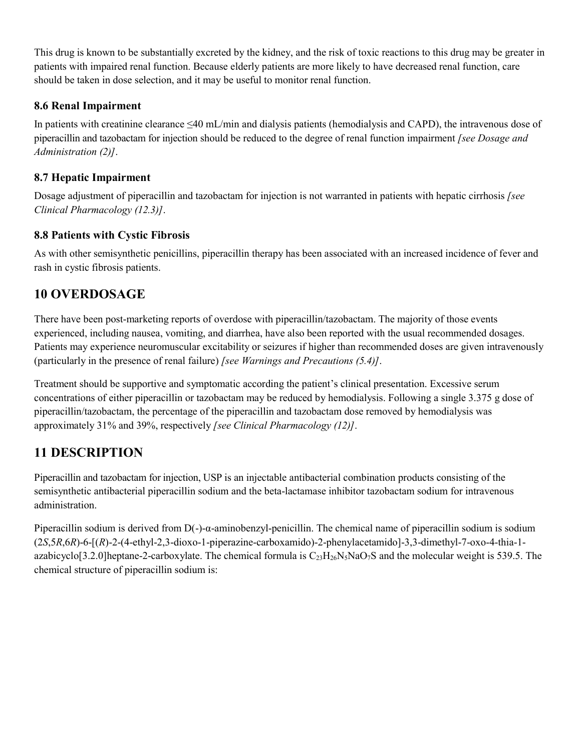This drug is known to be substantially excreted by the kidney, and the risk of toxic reactions to this drug may be greater in patients with impaired renal function. Because elderly patients are more likely to have decreased renal function, care should be taken in dose selection, and it may be useful to monitor renal function.

### 8.6 Renal Impairment

In patients with creatinine clearance ≤40 mL/min and dialysis patients (hemodialysis and CAPD), the intravenous dose of piperacillin and tazobactam for injection should be reduced to the degree of renal function impairment *[see Dosage and Administration (2)]*.

### 8.7 Hepatic Impairment

Dosage adjustment of piperacillin and tazobactam for injection is not warranted in patients with hepatic cirrhosis *[see Clinical Pharmacology (12.3)]*.

### 8.8 Patients with Cystic Fibrosis

As with other semisynthetic penicillins, piperacillin therapy has been associated with an increased incidence of fever and rash in cystic fibrosis patients.

## 10 OVERDOSAGE

There have been post-marketing reports of overdose with piperacillin/tazobactam. The majority of those events experienced, including nausea, vomiting, and diarrhea, have also been reported with the usual recommended dosages. Patients may experience neuromuscular excitability or seizures if higher than recommended doses are given intravenously (particularly in the presence of renal failure) *[see Warnings and Precautions (5.4)]*.

Treatment should be supportive and symptomatic according the patient's clinical presentation. Excessive serum concentrations of either piperacillin or tazobactam may be reduced by hemodialysis. Following a single 3.375 g dose of piperacillin/tazobactam, the percentage of the piperacillin and tazobactam dose removed by hemodialysis was approximately 31% and 39%, respectively *[see Clinical Pharmacology (12)]*.

## 11 DESCRIPTION

Piperacillin and tazobactam for injection, USP is an injectable antibacterial combination products consisting of the semisynthetic antibacterial piperacillin sodium and the beta-lactamase inhibitor tazobactam sodium for intravenous administration.

Piperacillin sodium is derived from D(-)-α-aminobenzyl-penicillin. The chemical name of piperacillin sodium is sodium (2*S*,5*R*,6*R*)-6-[(*R*)-2-(4-ethyl-2,3-dioxo-1-piperazine-carboxamido)-2-phenylacetamido]-3,3-dimethyl-7-oxo-4-thia-1-azabicyclo[3.2.0]heptane-2-carboxylate. The chemical formula is $C_{23}H_{26}N_5NaO_7S$ and the molecular weight is 539.5. The chemical structure of piperacillin sodium is: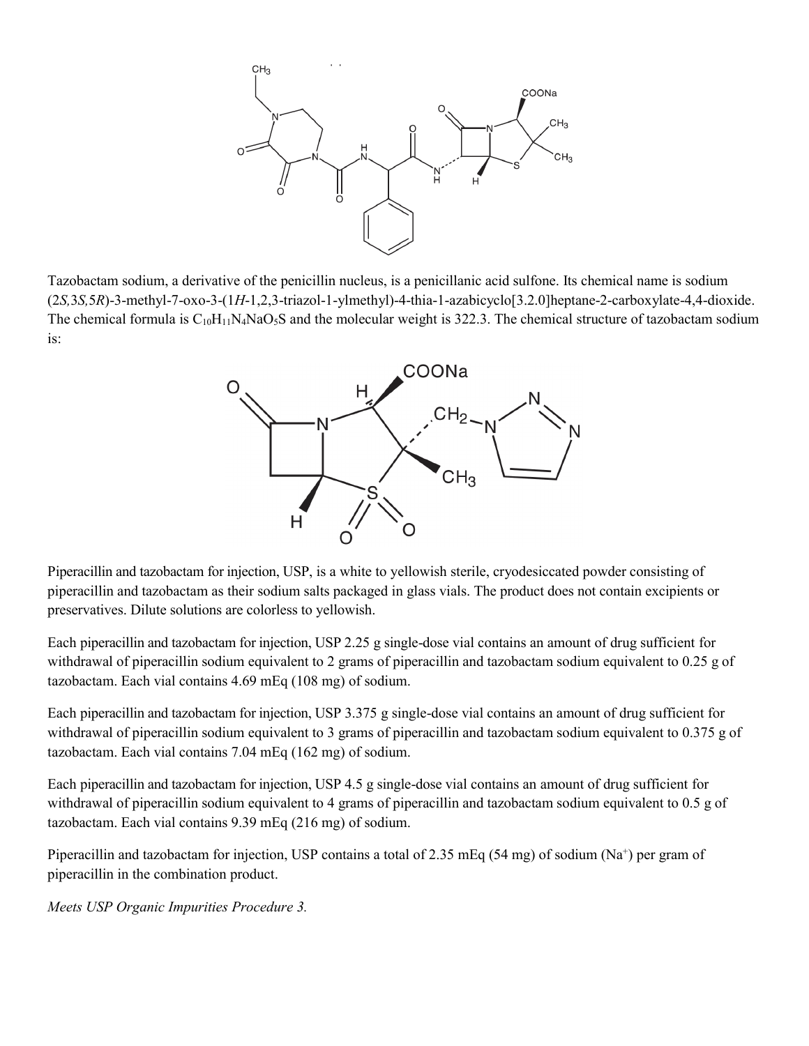Tazobactam sodium, a derivative of the penicillin nucleus, is a penicillanic acid sulfone. Its chemical name is sodium (2*S*,3*S*,5*R*)-3-methyl-7-oxo-3-(1*H*-1,2,3-triazol-1-ylmethyl)-4-thia-1-azabicyclo[3.2.0]heptane-2-carboxylate-4,4-dioxide. The chemical formula is $C_{10}H_{11}N_4NaO_5S$ and the molecular weight is 322.3. The chemical structure of tazobactam sodium is:

Piperacillin and tazobactam for injection, USP, is a white to yellowish sterile, cryodesiccated powder consisting of piperacillin and tazobactam as their sodium salts packaged in glass vials. The product does not contain excipients or preservatives. Dilute solutions are colorless to yellowish.

Each piperacillin and tazobactam for injection, USP 2.25 g single-dose vial contains an amount of drug sufficient for withdrawal of piperacillin sodium equivalent to 2 grams of piperacillin and tazobactam sodium equivalent to 0.25 g of tazobactam. Each vial contains 4.69 mEq (108 mg) of sodium.

Each piperacillin and tazobactam for injection, USP 3.375 g single-dose vial contains an amount of drug sufficient for withdrawal of piperacillin sodium equivalent to 3 grams of piperacillin and tazobactam sodium equivalent to 0.375 g of tazobactam. Each vial contains 7.04 mEq (162 mg) of sodium.

Each piperacillin and tazobactam for injection, USP 4.5 g single-dose vial contains an amount of drug sufficient for withdrawal of piperacillin sodium equivalent to 4 grams of piperacillin and tazobactam sodium equivalent to 0.5 g of tazobactam. Each vial contains 9.39 mEq (216 mg) of sodium.

Piperacillin and tazobactam for injection, USP contains a total of 2.35 mEq (54 mg) of sodium ($Na^+$) per gram of piperacillin in the combination product.

*Meets USP Organic Impurities Procedure 3.*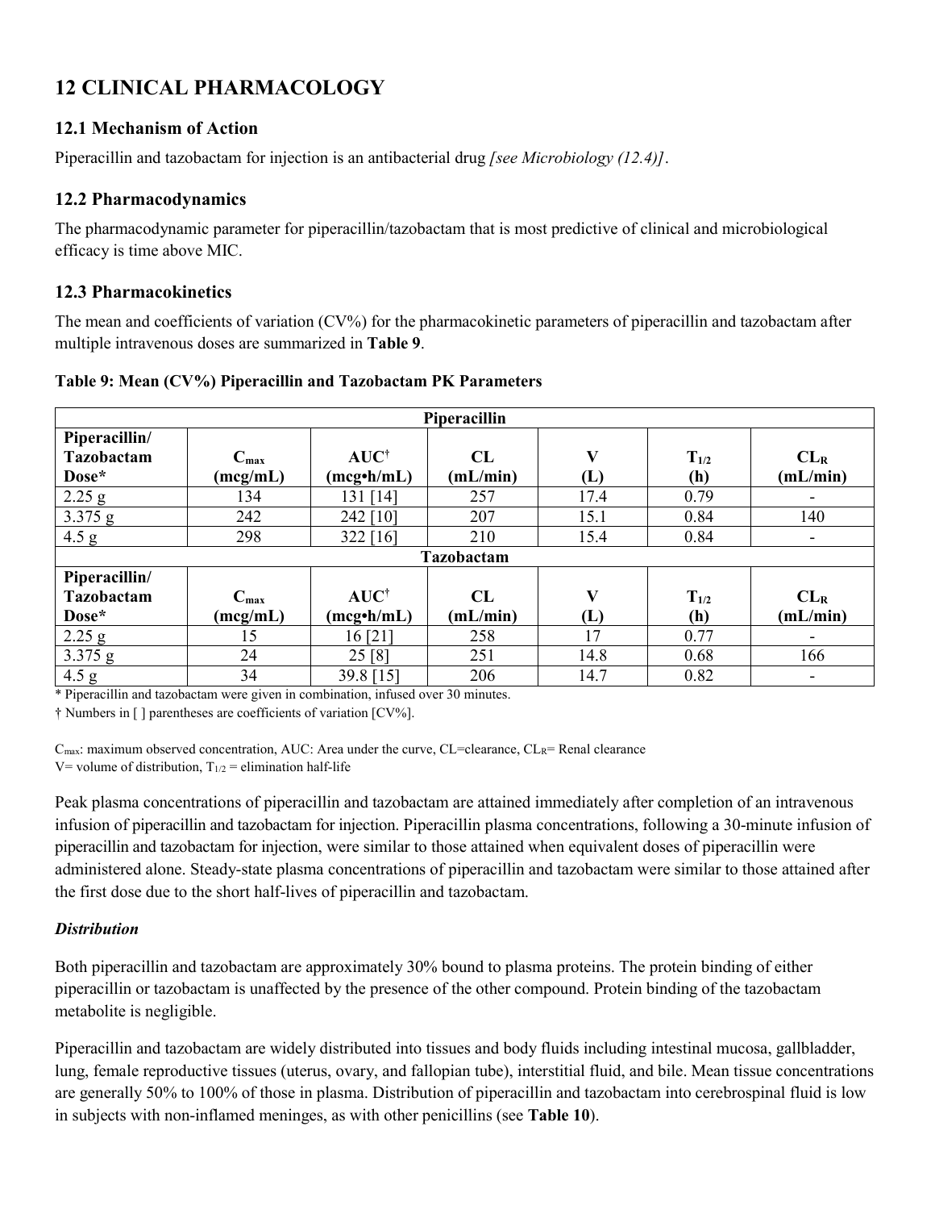## 12 CLINICAL PHARMACOLOGY

### 12.1 Mechanism of Action

Piperacillin and tazobactam for injection is an antibacterial drug *[see Microbiology (12.4)]*.

### 12.2 Pharmacodynamics

The pharmacodynamic parameter for piperacillin/tazobactam that is most predictive of clinical and microbiological efficacy is time above MIC.

### 12.3 Pharmacokinetics

The mean and coefficients of variation (CV%) for the pharmacokinetic parameters of piperacillin and tazobactam after multiple intravenous doses are summarized in **Table 9**.

**Table 9: Mean (CV%) Piperacillin and Tazobactam PK Parameters**

| Piperacillin | | | | | | |
|---|---|---|---|---|---|---|
| **Piperacillin/ Tazobactam Dose*** | **$C_{max}$ (mcg/mL)** | **AUC† (mcg•h/mL)** | **CL (mL/min)** | **V (L)** | **$T_{1/2}$ (h)** | **$CL_R$ (mL/min)** |
| 2.25 g | 134 | 131 [14] | 257 | 17.4 | 0.79 | - |
| 3.375 g | 242 | 242 [10] | 207 | 15.1 | 0.84 | 140 |
| 4.5 g | 298 | 322 [16] | 210 | 15.4 | 0.84 | - |
| **Tazobactam** | | | | | | |
| **Piperacillin/ Tazobactam Dose*** | **$C_{max}$ (mcg/mL)** | **AUC† (mcg•h/mL)** | **CL (mL/min)** | **V (L)** | **$T_{1/2}$ (h)** | **$CL_R$ (mL/min)** |
| 2.25 g | 15 | 16 [21] | 258 | 17 | 0.77 | - |
| 3.375 g | 24 | 25 [8] | 251 | 14.8 | 0.68 | 166 |
| 4.5 g | 34 | 39.8 [15] | 206 | 14.7 | 0.82 | - |

\* Piperacillin and tazobactam were given in combination, infused over 30 minutes.

† Numbers in [ ] parentheses are coefficients of variation [CV%].

$C_{max}$: maximum observed concentration, AUC: Area under the curve, CL=clearance, $CL_R$= Renal clearance
V= volume of distribution, $T_{1/2}$ = elimination half-life

Peak plasma concentrations of piperacillin and tazobactam are attained immediately after completion of an intravenous infusion of piperacillin and tazobactam for injection. Piperacillin plasma concentrations, following a 30-minute infusion of piperacillin and tazobactam for injection, were similar to those attained when equivalent doses of piperacillin were administered alone. Steady-state plasma concentrations of piperacillin and tazobactam were similar to those attained after the first dose due to the short half-lives of piperacillin and tazobactam.

***Distribution***

Both piperacillin and tazobactam are approximately 30% bound to plasma proteins. The protein binding of either piperacillin or tazobactam is unaffected by the presence of the other compound. Protein binding of the tazobactam metabolite is negligible.

Piperacillin and tazobactam are widely distributed into tissues and body fluids including intestinal mucosa, gallbladder, lung, female reproductive tissues (uterus, ovary, and fallopian tube), interstitial fluid, and bile. Mean tissue concentrations are generally 50% to 100% of those in plasma. Distribution of piperacillin and tazobactam into cerebrospinal fluid is low in subjects with non-inflamed meninges, as with other penicillins (see **Table 10**).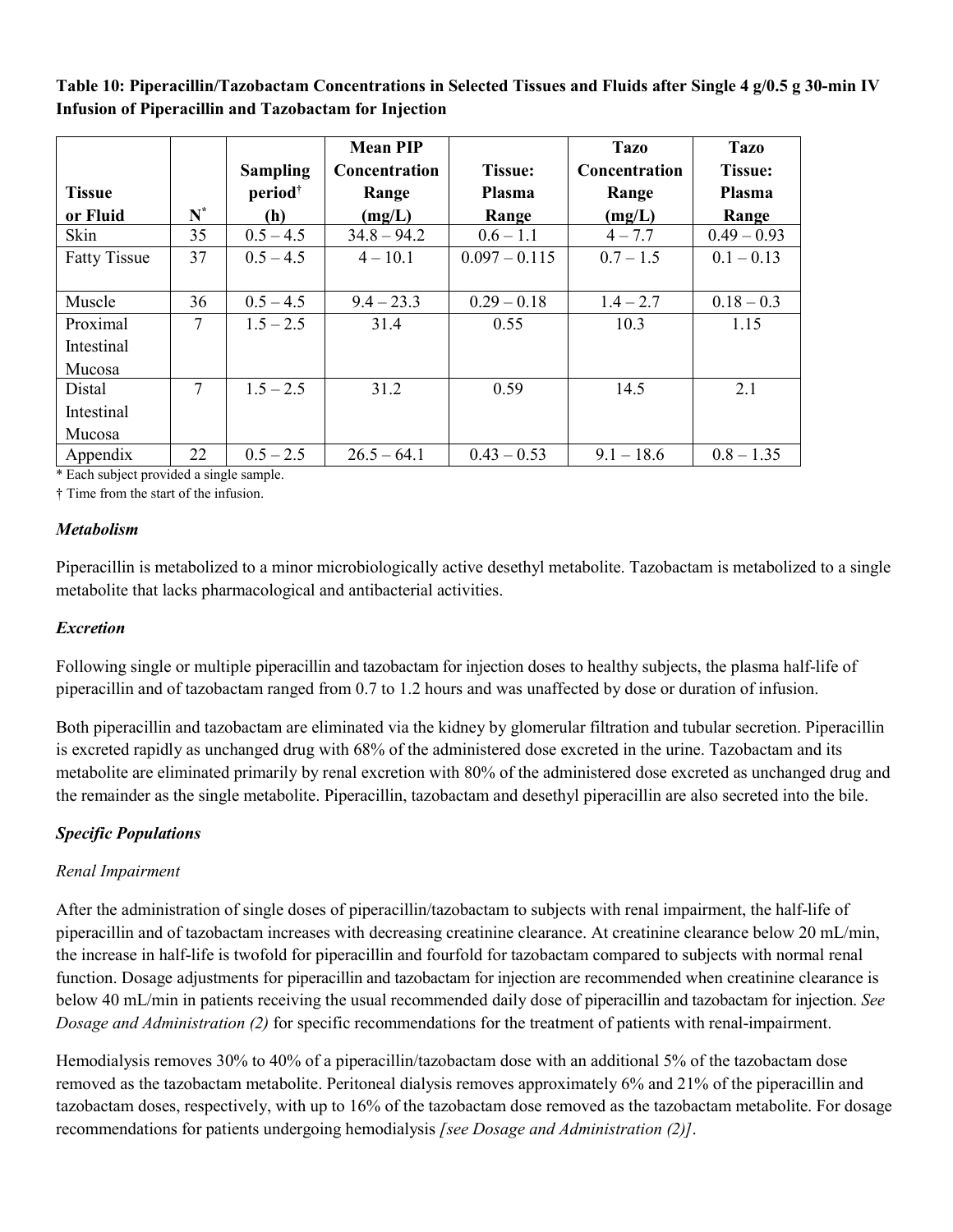**Table 10: Piperacillin/Tazobactam Concentrations in Selected Tissues and Fluids after Single 4 g/0.5 g 30-min IV Infusion of Piperacillin and Tazobactam for Injection**

| Tissue or Fluid | N* | Sampling period† (h) | Mean PIP Concentration Range (mg/L) | Tissue: Plasma Range | Tazo Concentration Range (mg/L) | Tazo Tissue: Plasma Range |
|---|---|---|---|---|---|---|
| Skin | 35 | 0.5 – 4.5 | 34.8 – 94.2 | 0.6 – 1.1 | 4 – 7.7 | 0.49 – 0.93 |
| Fatty Tissue | 37 | 0.5 – 4.5 | 4 – 10.1 | 0.097 – 0.115 | 0.7 – 1.5 | 0.1 – 0.13 |
| Muscle | 36 | 0.5 – 4.5 | 9.4 – 23.3 | 0.29 – 0.18 | 1.4 – 2.7 | 0.18 – 0.3 |
| Proximal Intestinal Mucosa | 7 | 1.5 – 2.5 | 31.4 | 0.55 | 10.3 | 1.15 |
| Distal Intestinal Mucosa | 7 | 1.5 – 2.5 | 31.2 | 0.59 | 14.5 | 2.1 |
| Appendix | 22 | 0.5 – 2.5 | 26.5 – 64.1 | 0.43 – 0.53 | 9.1 – 18.6 | 0.8 – 1.35 |

\* Each subject provided a single sample.

† Time from the start of the infusion.

***Metabolism***

Piperacillin is metabolized to a minor microbiologically active desethyl metabolite. Tazobactam is metabolized to a single metabolite that lacks pharmacological and antibacterial activities.

***Excretion***

Following single or multiple piperacillin and tazobactam for injection doses to healthy subjects, the plasma half-life of piperacillin and of tazobactam ranged from 0.7 to 1.2 hours and was unaffected by dose or duration of infusion.

Both piperacillin and tazobactam are eliminated via the kidney by glomerular filtration and tubular secretion. Piperacillin is excreted rapidly as unchanged drug with 68% of the administered dose excreted in the urine. Tazobactam and its metabolite are eliminated primarily by renal excretion with 80% of the administered dose excreted as unchanged drug and the remainder as the single metabolite. Piperacillin, tazobactam and desethyl piperacillin are also secreted into the bile.

***Specific Populations***

*Renal Impairment*

After the administration of single doses of piperacillin/tazobactam to subjects with renal impairment, the half-life of piperacillin and of tazobactam increases with decreasing creatinine clearance. At creatinine clearance below 20 mL/min, the increase in half-life is twofold for piperacillin and fourfold for tazobactam compared to subjects with normal renal function. Dosage adjustments for piperacillin and tazobactam for injection are recommended when creatinine clearance is below 40 mL/min in patients receiving the usual recommended daily dose of piperacillin and tazobactam for injection. *See Dosage and Administration (2)* for specific recommendations for the treatment of patients with renal-impairment.

Hemodialysis removes 30% to 40% of a piperacillin/tazobactam dose with an additional 5% of the tazobactam dose removed as the tazobactam metabolite. Peritoneal dialysis removes approximately 6% and 21% of the piperacillin and tazobactam doses, respectively, with up to 16% of the tazobactam dose removed as the tazobactam metabolite. For dosage recommendations for patients undergoing hemodialysis *[see Dosage and Administration (2)]*.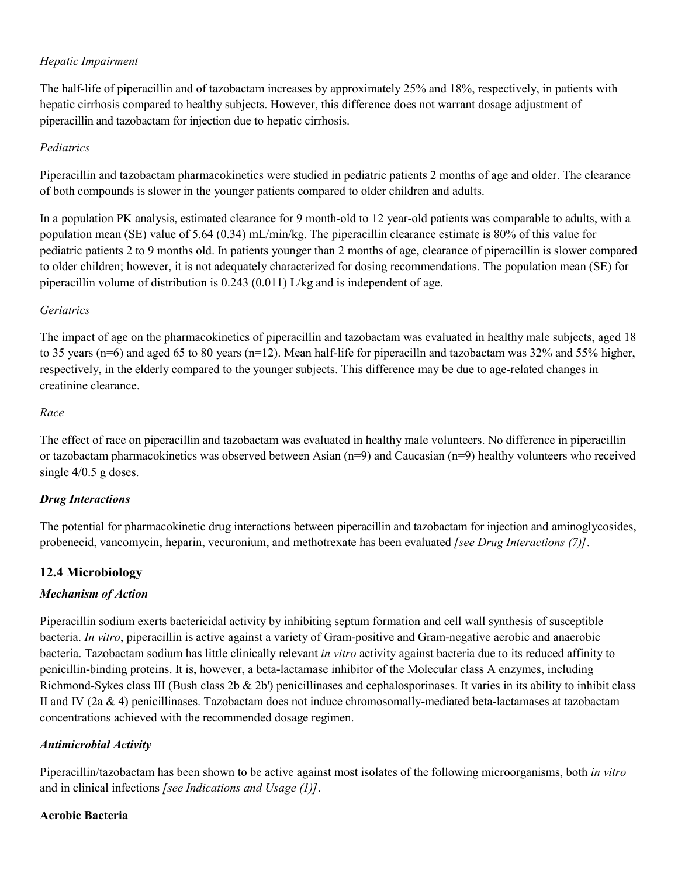*Hepatic Impairment*

The half-life of piperacillin and of tazobactam increases by approximately 25% and 18%, respectively, in patients with hepatic cirrhosis compared to healthy subjects. However, this difference does not warrant dosage adjustment of piperacillin and tazobactam for injection due to hepatic cirrhosis.

*Pediatrics*

Piperacillin and tazobactam pharmacokinetics were studied in pediatric patients 2 months of age and older. The clearance of both compounds is slower in the younger patients compared to older children and adults.

In a population PK analysis, estimated clearance for 9 month-old to 12 year-old patients was comparable to adults, with a population mean (SE) value of 5.64 (0.34) mL/min/kg. The piperacillin clearance estimate is 80% of this value for pediatric patients 2 to 9 months old. In patients younger than 2 months of age, clearance of piperacillin is slower compared to older children; however, it is not adequately characterized for dosing recommendations. The population mean (SE) for piperacillin volume of distribution is 0.243 (0.011) L/kg and is independent of age.

*Geriatrics*

The impact of age on the pharmacokinetics of piperacillin and tazobactam was evaluated in healthy male subjects, aged 18 to 35 years (n=6) and aged 65 to 80 years (n=12). Mean half-life for piperacilln and tazobactam was 32% and 55% higher, respectively, in the elderly compared to the younger subjects. This difference may be due to age-related changes in creatinine clearance.

*Race*

The effect of race on piperacillin and tazobactam was evaluated in healthy male volunteers. No difference in piperacillin or tazobactam pharmacokinetics was observed between Asian (n=9) and Caucasian (n=9) healthy volunteers who received single 4/0.5 g doses.

***Drug Interactions***

The potential for pharmacokinetic drug interactions between piperacillin and tazobactam for injection and aminoglycosides, probenecid, vancomycin, heparin, vecuronium, and methotrexate has been evaluated *[see Drug Interactions (7)]*.

## 12.4 Microbiology

***Mechanism of Action***

Piperacillin sodium exerts bactericidal activity by inhibiting septum formation and cell wall synthesis of susceptible bacteria. *In vitro*, piperacillin is active against a variety of Gram-positive and Gram-negative aerobic and anaerobic bacteria. Tazobactam sodium has little clinically relevant *in vitro* activity against bacteria due to its reduced affinity to penicillin-binding proteins. It is, however, a beta-lactamase inhibitor of the Molecular class A enzymes, including Richmond-Sykes class III (Bush class 2b & 2b') penicillinases and cephalosporinases. It varies in its ability to inhibit class II and IV (2a & 4) penicillinases. Tazobactam does not induce chromosomally-mediated beta-lactamases at tazobactam concentrations achieved with the recommended dosage regimen.

***Antimicrobial Activity***

Piperacillin/tazobactam has been shown to be active against most isolates of the following microorganisms, both *in vitro* and in clinical infections *[see Indications and Usage (1)]*.

**Aerobic Bacteria**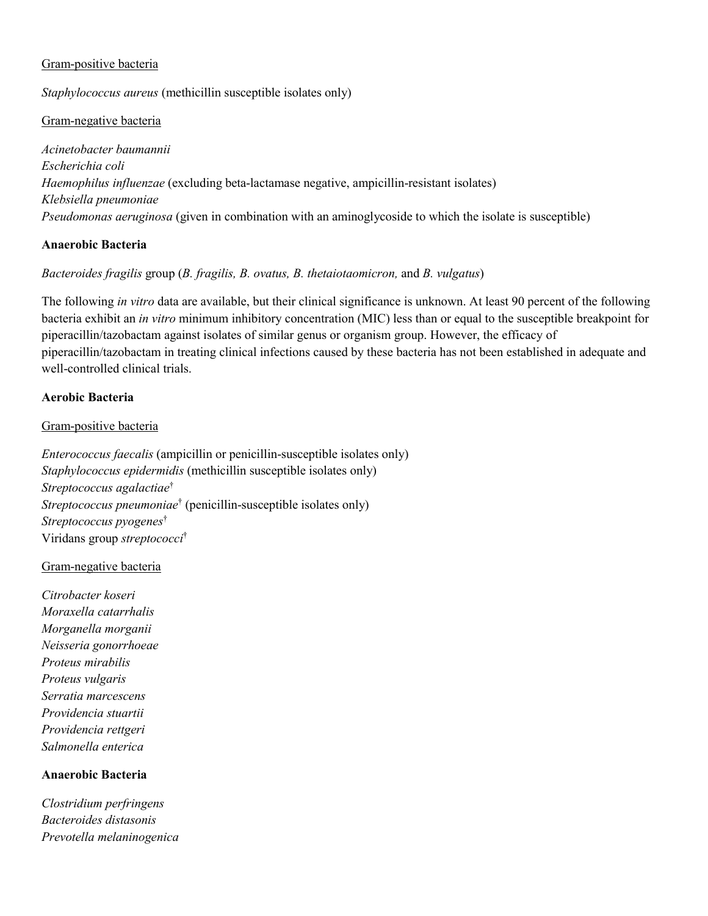Gram-positive bacteria

*Staphylococcus aureus* (methicillin susceptible isolates only)

Gram-negative bacteria

*Acinetobacter baumannii*
*Escherichia coli*
*Haemophilus influenzae* (excluding beta-lactamase negative, ampicillin-resistant isolates)
*Klebsiella pneumoniae*
*Pseudomonas aeruginosa* (given in combination with an aminoglycoside to which the isolate is susceptible)

**Anaerobic Bacteria**

*Bacteroides fragilis* group (*B. fragilis, B. ovatus, B. thetaiotaomicron,* and *B. vulgatus*)

The following *in vitro* data are available, but their clinical significance is unknown. At least 90 percent of the following bacteria exhibit an *in vitro* minimum inhibitory concentration (MIC) less than or equal to the susceptible breakpoint for piperacillin/tazobactam against isolates of similar genus or organism group. However, the efficacy of piperacillin/tazobactam in treating clinical infections caused by these bacteria has not been established in adequate and well-controlled clinical trials.

**Aerobic Bacteria**

Gram-positive bacteria

*Enterococcus faecalis* (ampicillin or penicillin-susceptible isolates only)
*Staphylococcus epidermidis* (methicillin susceptible isolates only)
*Streptococcus agalactiae*†
*Streptococcus pneumoniae*† (penicillin-susceptible isolates only)
*Streptococcus pyogenes*†
Viridans group *streptococci*†

Gram-negative bacteria

*Citrobacter koseri*
*Moraxella catarrhalis*
*Morganella morganii*
*Neisseria gonorrhoeae*
*Proteus mirabilis*
*Proteus vulgaris*
*Serratia marcescens*
*Providencia stuartii*
*Providencia rettgeri*
*Salmonella enterica*

**Anaerobic Bacteria**

*Clostridium perfringens*
*Bacteroides distasonis*
*Prevotella melaninogenica*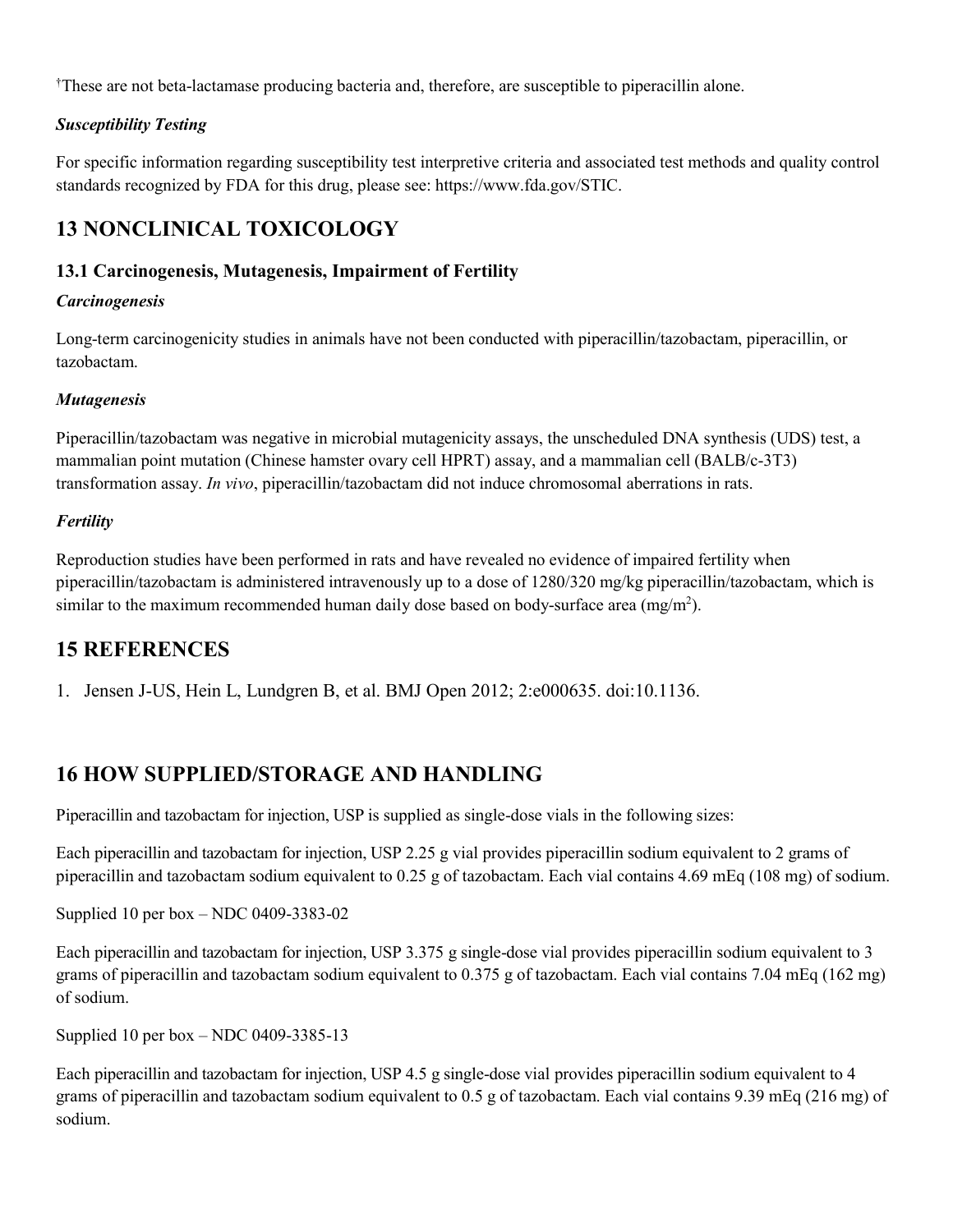†These are not beta-lactamase producing bacteria and, therefore, are susceptible to piperacillin alone.

***Susceptibility Testing***

For specific information regarding susceptibility test interpretive criteria and associated test methods and quality control standards recognized by FDA for this drug, please see: https://www.fda.gov/STIC.

## 13 NONCLINICAL TOXICOLOGY

### 13.1 Carcinogenesis, Mutagenesis, Impairment of Fertility

***Carcinogenesis***

Long-term carcinogenicity studies in animals have not been conducted with piperacillin/tazobactam, piperacillin, or tazobactam.

***Mutagenesis***

Piperacillin/tazobactam was negative in microbial mutagenicity assays, the unscheduled DNA synthesis (UDS) test, a mammalian point mutation (Chinese hamster ovary cell HPRT) assay, and a mammalian cell (BALB/c-3T3) transformation assay. *In vivo*, piperacillin/tazobactam did not induce chromosomal aberrations in rats.

***Fertility***

Reproduction studies have been performed in rats and have revealed no evidence of impaired fertility when piperacillin/tazobactam is administered intravenously up to a dose of 1280/320 mg/kg piperacillin/tazobactam, which is similar to the maximum recommended human daily dose based on body-surface area ($mg/m^2$).

## 15 REFERENCES

1. Jensen J-US, Hein L, Lundgren B, et al. BMJ Open 2012; 2:e000635. doi:10.1136.

## 16 HOW SUPPLIED/STORAGE AND HANDLING

Piperacillin and tazobactam for injection, USP is supplied as single-dose vials in the following sizes:

Each piperacillin and tazobactam for injection, USP 2.25 g vial provides piperacillin sodium equivalent to 2 grams of piperacillin and tazobactam sodium equivalent to 0.25 g of tazobactam. Each vial contains 4.69 mEq (108 mg) of sodium.

Supplied 10 per box – NDC 0409-3383-02

Each piperacillin and tazobactam for injection, USP 3.375 g single-dose vial provides piperacillin sodium equivalent to 3 grams of piperacillin and tazobactam sodium equivalent to 0.375 g of tazobactam. Each vial contains 7.04 mEq (162 mg) of sodium.

Supplied 10 per box – NDC 0409-3385-13

Each piperacillin and tazobactam for injection, USP 4.5 g single-dose vial provides piperacillin sodium equivalent to 4 grams of piperacillin and tazobactam sodium equivalent to 0.5 g of tazobactam. Each vial contains 9.39 mEq (216 mg) of sodium.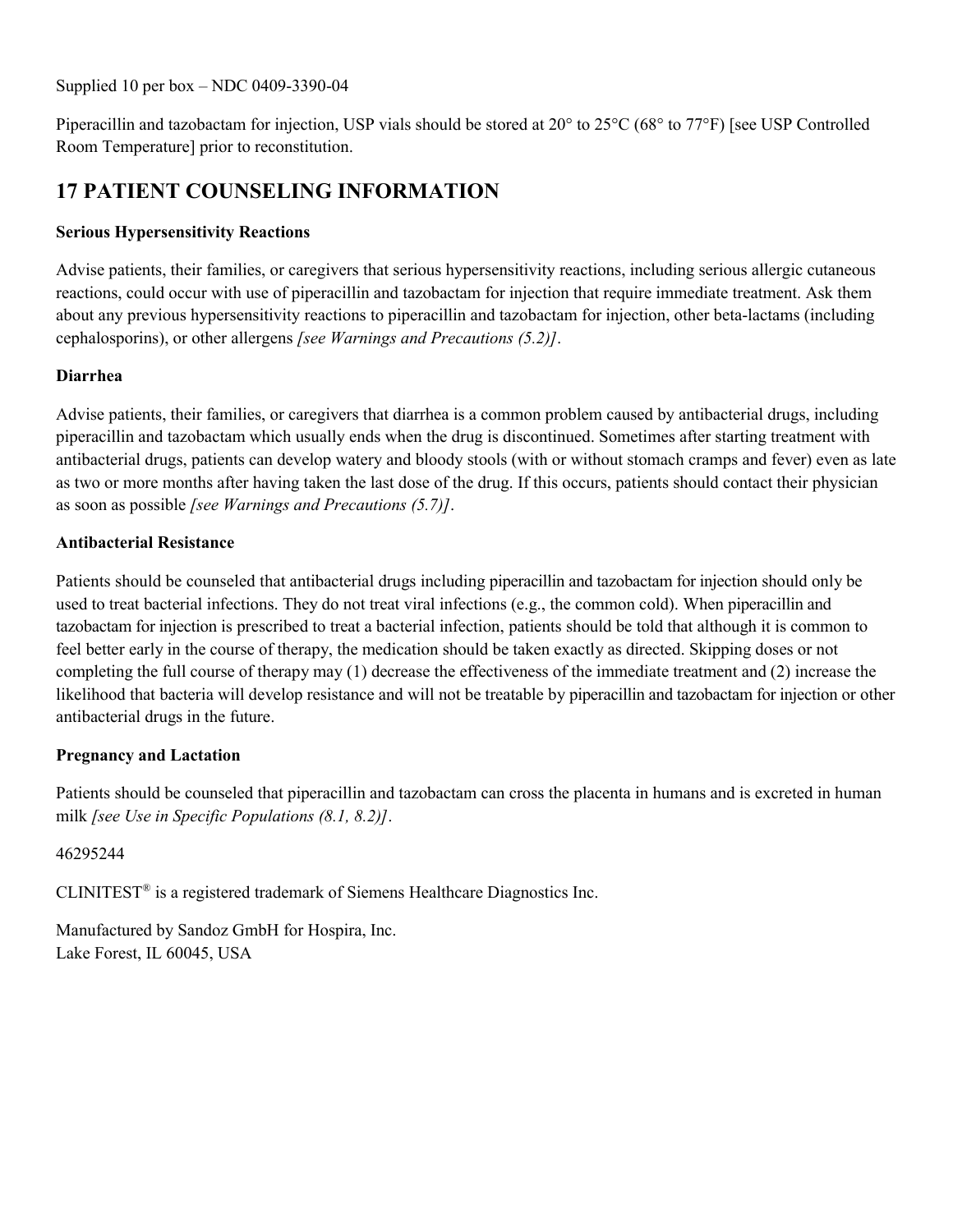Supplied 10 per box – NDC 0409-3390-04

Piperacillin and tazobactam for injection, USP vials should be stored at 20° to 25°C (68° to 77°F) [see USP Controlled Room Temperature] prior to reconstitution.

## 17 PATIENT COUNSELING INFORMATION

**Serious Hypersensitivity Reactions**

Advise patients, their families, or caregivers that serious hypersensitivity reactions, including serious allergic cutaneous reactions, could occur with use of piperacillin and tazobactam for injection that require immediate treatment. Ask them about any previous hypersensitivity reactions to piperacillin and tazobactam for injection, other beta-lactams (including cephalosporins), or other allergens *[see Warnings and Precautions (5.2)]*.

**Diarrhea**

Advise patients, their families, or caregivers that diarrhea is a common problem caused by antibacterial drugs, including piperacillin and tazobactam which usually ends when the drug is discontinued. Sometimes after starting treatment with antibacterial drugs, patients can develop watery and bloody stools (with or without stomach cramps and fever) even as late as two or more months after having taken the last dose of the drug. If this occurs, patients should contact their physician as soon as possible *[see Warnings and Precautions (5.7)]*.

**Antibacterial Resistance**

Patients should be counseled that antibacterial drugs including piperacillin and tazobactam for injection should only be used to treat bacterial infections. They do not treat viral infections (e.g., the common cold). When piperacillin and tazobactam for injection is prescribed to treat a bacterial infection, patients should be told that although it is common to feel better early in the course of therapy, the medication should be taken exactly as directed. Skipping doses or not completing the full course of therapy may (1) decrease the effectiveness of the immediate treatment and (2) increase the likelihood that bacteria will develop resistance and will not be treatable by piperacillin and tazobactam for injection or other antibacterial drugs in the future.

**Pregnancy and Lactation**

Patients should be counseled that piperacillin and tazobactam can cross the placenta in humans and is excreted in human milk *[see Use in Specific Populations (8.1, 8.2)]*.

46295244

CLINITEST® is a registered trademark of Siemens Healthcare Diagnostics Inc.

Manufactured by Sandoz GmbH for Hospira, Inc.
Lake Forest, IL 60045, USA